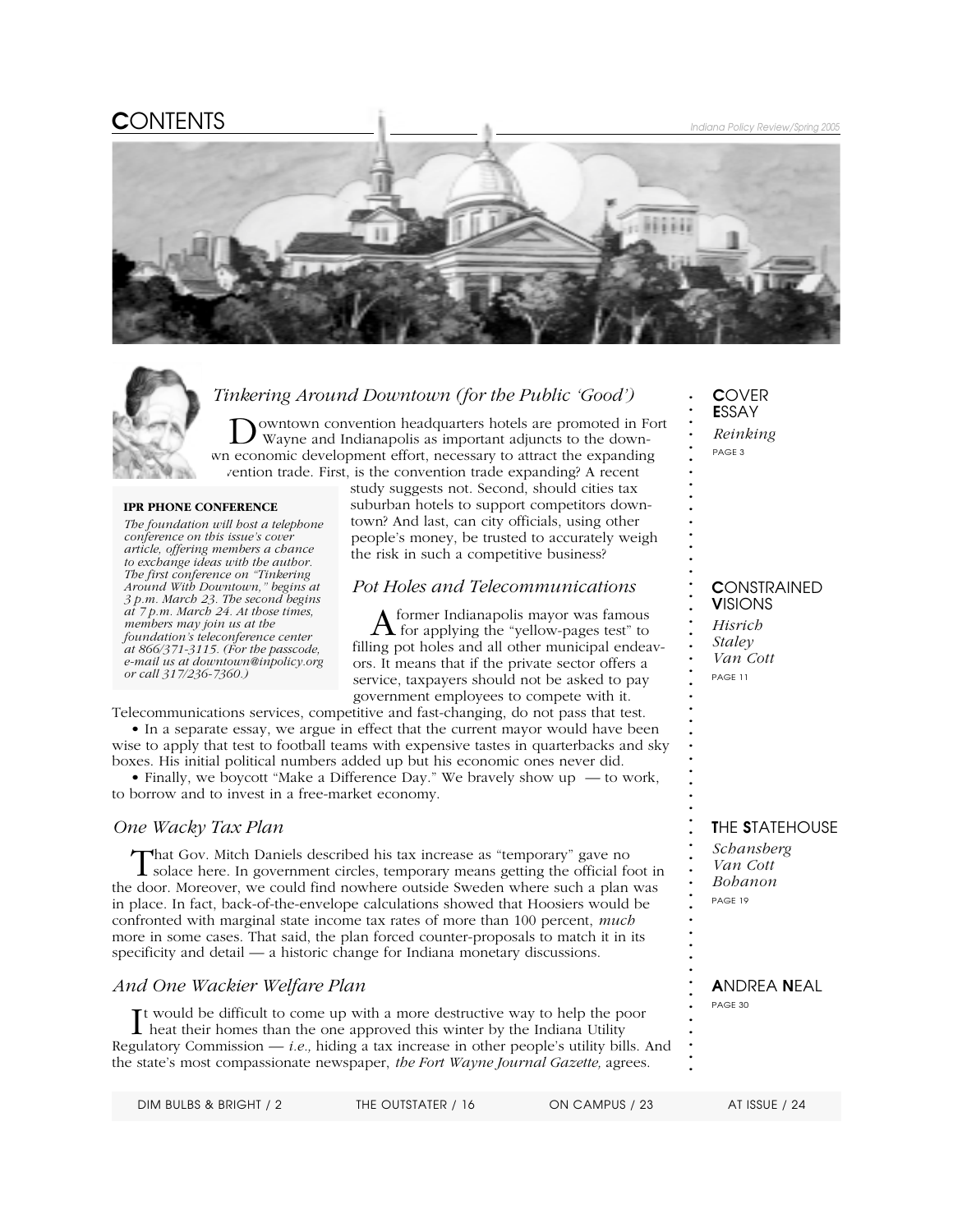# CONTENTS

## *Tinkering Around Downtown (for the Public 'Good')*

Downtown convention headquarters hotels are promoted in Fort Wayne and Indianapolis as important adjuncts to the down- wn economic development effort, necessary to attract the expanding vention trade. First, is the convention trade expanding? A recent study suggests not. Second, should cities tax suburban hotels to support competitors downtown? And last, can city officials, using other people's money, be trusted to accurately weigh the risk in such a competitive business?

**IPR PHONE CONFERENCE**

*The foundation will host a telephone conference on this issue's cover article, offering members a chance to exchange ideas with the author. The first conference on "Tinkering Around With Downtown," begins at 3 p.m. March 23. The second begins at 7 p.m. March 24. At those times, members may join us at the foundation's teleconference center at 866/371-3115. (For the passcode, e-mail us at downtown@inpolicy.org or call 317/236-7360.)*

## *Pot Holes and Telecommunications*

A former Indianapolis mayor was famous for applying the "yellow-pages test" to filling pot holes and all other municipal endeavors. It means that if the private sector offers a service, taxpayers should not be asked to pay government employees to compete with it. Telecommunications services, competitive and fast-changing, do not pass that test.

• In a separate essay, we argue in effect that the current mayor would have been wise to apply that test to football teams with expensive tastes in quarterbacks and sky boxes. His initial political numbers added up but his economic ones never did.

• Finally, we boycott "Make a Difference Day." We bravely show up — to work, to borrow and to invest in a free-market economy.

## *One Wacky Tax Plan*

That Gov. Mitch Daniels described his tax increase as "temporary" gave no solace here. In government circles, temporary means getting the official foot in the door. Moreover, we could find nowhere outside Sweden where such a plan was in place. In fact, back-of-the-envelope calculations showed that Hoosiers would be confronted with marginal state income tax rates of more than 100 percent, *much* more in some cases. That said, the plan forced counter-proposals to match it in its specificity and detail — a historic change for Indiana monetary discussions.

## *And One Wackier Welfare Plan*

It would be difficult to come up with a more destructive way to help the poor heat their homes than the one approved this winter by the Indiana Utility Regulatory Commission — *i.e.,* hiding a tax increase in other people's utility bills. And the state's most compassionate newspaper, *the Fort Wayne Journal Gazette,* agrees.

---

**COVER ESSAY**
*Reinking*
PAGE 3

**CONSTRAINED VISIONS**
*Hisrich*
*Staley*
*Van Cott*
PAGE 11

**THE STATEHOUSE**
*Schansberg*
*Van Cott*
*Bohanon*
PAGE 19

**ANDREA NEAL**
PAGE 30

---

DIM BULBS & BRIGHT / 2 THE OUTSTATER / 16 ON CAMPUS / 23 AT ISSUE / 24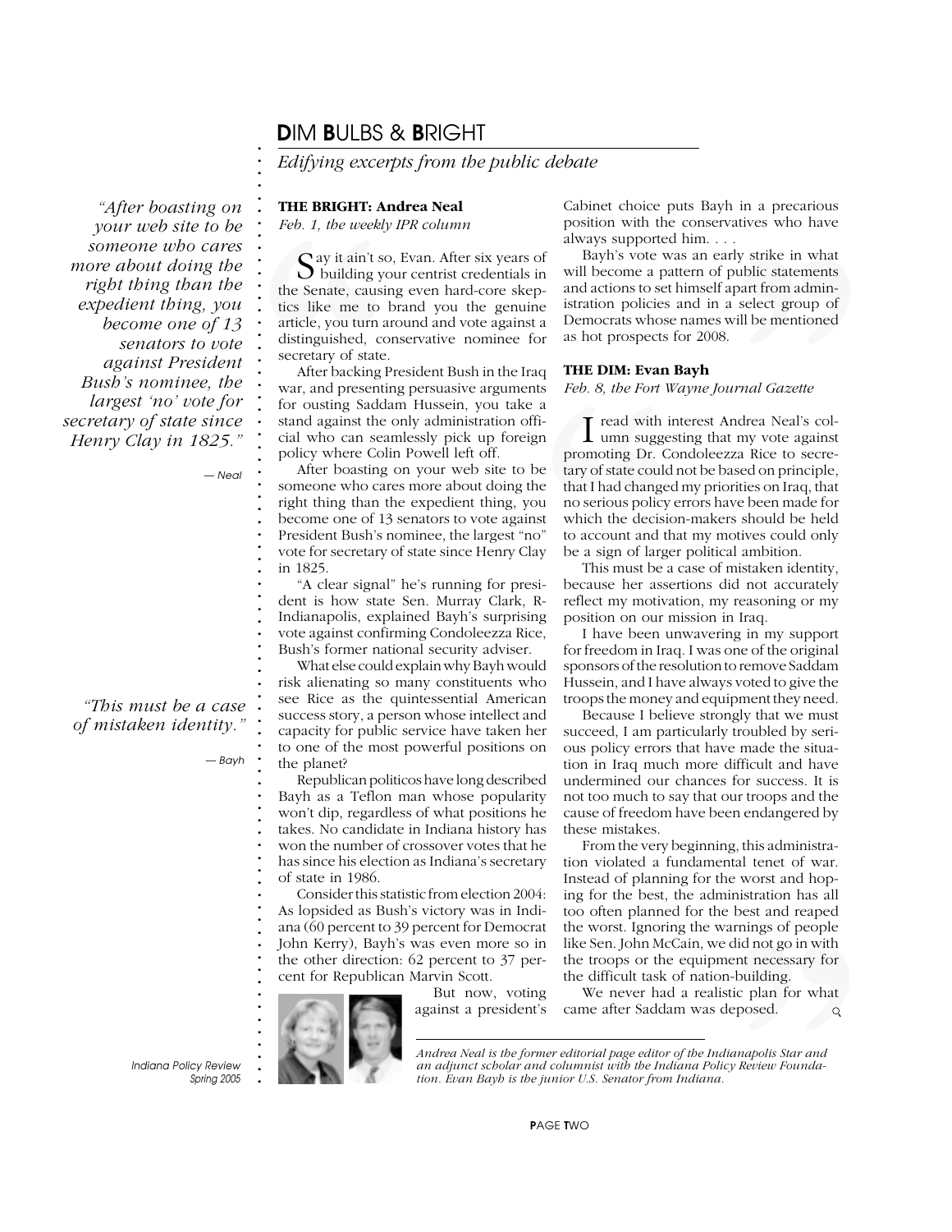## DIM BULBS & BRIGHT

*Edifying excerpts from the public debate*

> *"After boasting on your web site to be someone who cares more about doing the right thing than the expedient thing, you become one of 13 senators to vote against President Bush's nominee, the largest 'no' vote for secretary of state since Henry Clay in 1825."*
>
> — Neal

> *"This must be a case of mistaken identity."*
>
> — Bayh

### THE BRIGHT: Andrea Neal

*Feb. 1, the weekly IPR column*

Say it ain't so, Evan. After six years of building your centrist credentials in the Senate, causing even hard-core skeptics like me to brand you the genuine article, you turn around and vote against a distinguished, conservative nominee for secretary of state.

After backing President Bush in the Iraq war, and presenting persuasive arguments for ousting Saddam Hussein, you take a stand against the only administration official who can seamlessly pick up foreign policy where Colin Powell left off.

After boasting on your web site to be someone who cares more about doing the right thing than the expedient thing, you become one of 13 senators to vote against President Bush's nominee, the largest "no" vote for secretary of state since Henry Clay in 1825.

"A clear signal" he's running for president is how state Sen. Murray Clark, R-Indianapolis, explained Bayh's surprising vote against confirming Condoleezza Rice, Bush's former national security adviser.

What else could explain why Bayh would risk alienating so many constituents who see Rice as the quintessential American success story, a person whose intellect and capacity for public service have taken her to one of the most powerful positions on the planet?

Republican politicos have long described Bayh as a Teflon man whose popularity won't dip, regardless of what positions he takes. No candidate in Indiana history has won the number of crossover votes that he has since his election as Indiana's secretary of state in 1986.

Consider this statistic from election 2004: As lopsided as Bush's victory was in Indiana (60 percent to 39 percent for Democrat John Kerry), Bayh's was even more so in the other direction: 62 percent to 37 percent for Republican Marvin Scott.

But now, voting against a president's Cabinet choice puts Bayh in a precarious position with the conservatives who have always supported him. . . .

Bayh's vote was an early strike in what will become a pattern of public statements and actions to set himself apart from administration policies and in a select group of Democrats whose names will be mentioned as hot prospects for 2008.

### THE DIM: Evan Bayh

*Feb. 8, the Fort Wayne Journal Gazette*

I read with interest Andrea Neal's column suggesting that my vote against promoting Dr. Condoleezza Rice to secretary of state could not be based on principle, that I had changed my priorities on Iraq, that no serious policy errors have been made for which the decision-makers should be held to account and that my motives could only be a sign of larger political ambition.

This must be a case of mistaken identity, because her assertions did not accurately reflect my motivation, my reasoning or my position on our mission in Iraq.

I have been unwavering in my support for freedom in Iraq. I was one of the original sponsors of the resolution to remove Saddam Hussein, and I have always voted to give the troops the money and equipment they need.

Because I believe strongly that we must succeed, I am particularly troubled by serious policy errors that have made the situation in Iraq much more difficult and have undermined our chances for success. It is not too much to say that our troops and the cause of freedom have been endangered by these mistakes.

From the very beginning, this administration violated a fundamental tenet of war. Instead of planning for the worst and hoping for the best, the administration has all too often planned for the best and reaped the worst. Ignoring the warnings of people like Sen. John McCain, we did not go in with the troops or the equipment necessary for the difficult task of nation-building.

We never had a realistic plan for what came after Saddam was deposed.

---

*Andrea Neal is the former editorial page editor of the Indianapolis Star and an adjunct scholar and columnist with the Indiana Policy Review Foundation. Evan Bayh is the junior U.S. Senator from Indiana.*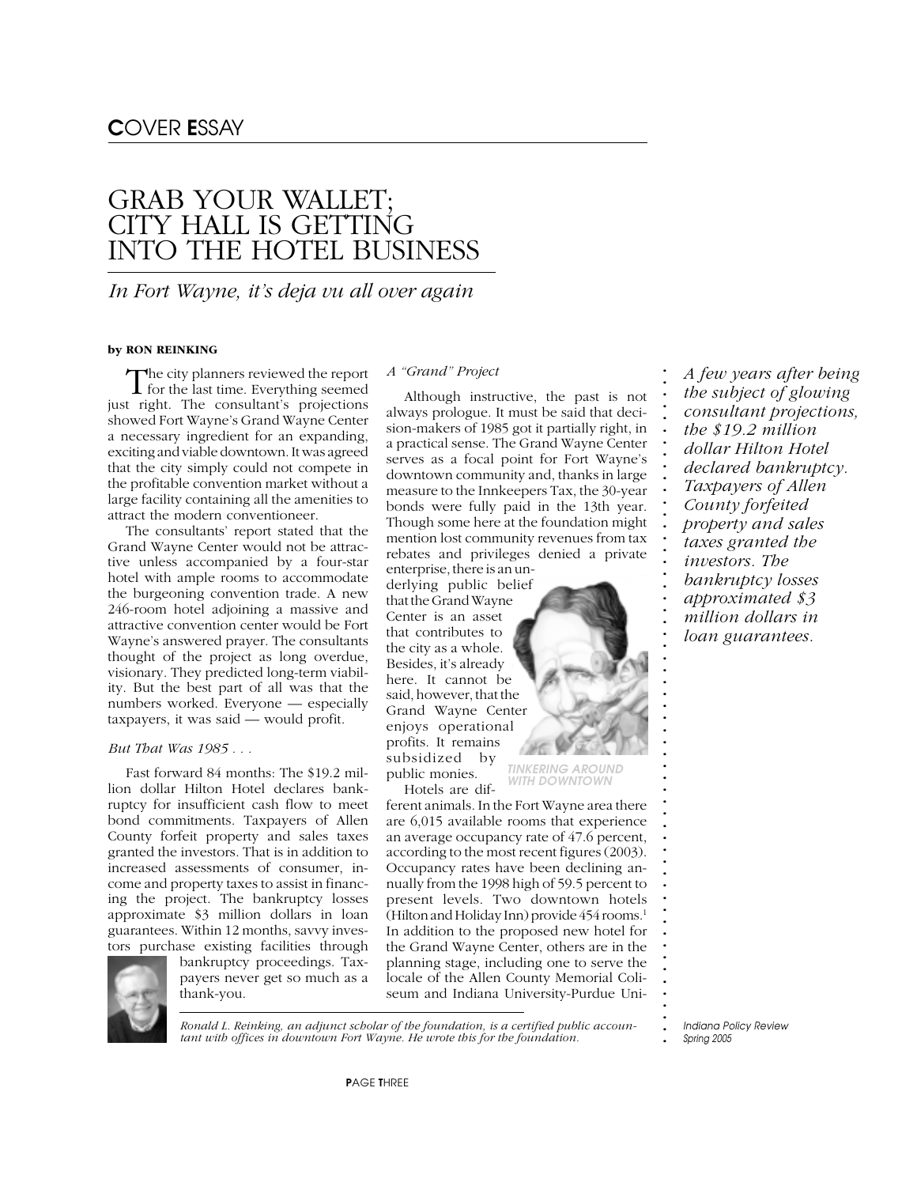## COVER ESSAY

# GRAB YOUR WALLET; CITY HALL IS GETTING INTO THE HOTEL BUSINESS

*In Fort Wayne, it's deja vu all over again*

**by RON REINKING**

The city planners reviewed the report for the last time. Everything seemed just right. The consultant's projections showed Fort Wayne's Grand Wayne Center a necessary ingredient for an expanding, exciting and viable downtown. It was agreed that the city simply could not compete in the profitable convention market without a large facility containing all the amenities to attract the modern conventioneer.

The consultants' report stated that the Grand Wayne Center would not be attractive unless accompanied by a four-star hotel with ample rooms to accommodate the burgeoning convention trade. A new 246-room hotel adjoining a massive and attractive convention center would be Fort Wayne's answered prayer. The consultants thought of the project as long overdue, visionary. They predicted long-term viability. But the best part of all was that the numbers worked. Everyone — especially taxpayers, it was said — would profit.

*But That Was 1985 . . .*

Fast forward 84 months: The $19.2 million dollar Hilton Hotel declares bankruptcy for insufficient cash flow to meet bond commitments. Taxpayers of Allen County forfeit property and sales taxes granted the investors. That is in addition to increased assessments of consumer, income and property taxes to assist in financing the project. The bankruptcy losses approximate $3 million dollars in loan guarantees. Within 12 months, savvy investors purchase existing facilities through bankruptcy proceedings. Taxpayers never get so much as a thank-you.

*A "Grand" Project*

Although instructive, the past is not always prologue. It must be said that decision-makers of 1985 got it partially right, in a practical sense. The Grand Wayne Center serves as a focal point for Fort Wayne's downtown community and, thanks in large measure to the Innkeepers Tax, the 30-year bonds were fully paid in the 13th year. Though some here at the foundation might mention lost community revenues from tax rebates and privileges denied a private enterprise, there is an underlying public belief that the Grand Wayne Center is an asset that contributes to the city as a whole. Besides, it's already here. It cannot be said, however, that the Grand Wayne Center enjoys operational profits. It remains subsidized by public monies.

TINKERING AROUND WITH DOWNTOWN

Hotels are different animals. In the Fort Wayne area there are 6,015 available rooms that experience an average occupancy rate of 47.6 percent, according to the most recent figures (2003). Occupancy rates have been declining annually from the 1998 high of 59.5 percent to present levels. Two downtown hotels (Hilton and Holiday Inn) provide 454 rooms.[1] In addition to the proposed new hotel for the Grand Wayne Center, others are in the planning stage, including one to serve the locale of the Allen County Memorial Coliseum and Indiana University-Purdue Uni-

*A few years after being the subject of glowing consultant projections, the $19.2 million dollar Hilton Hotel declared bankruptcy. Taxpayers of Allen County forfeited property and sales taxes granted the investors. The bankruptcy losses approximated $3 million dollars in loan guarantees.*

*Ronald L. Reinking, an adjunct scholar of the foundation, is a certified public accountant with offices in downtown Fort Wayne. He wrote this for the foundation.*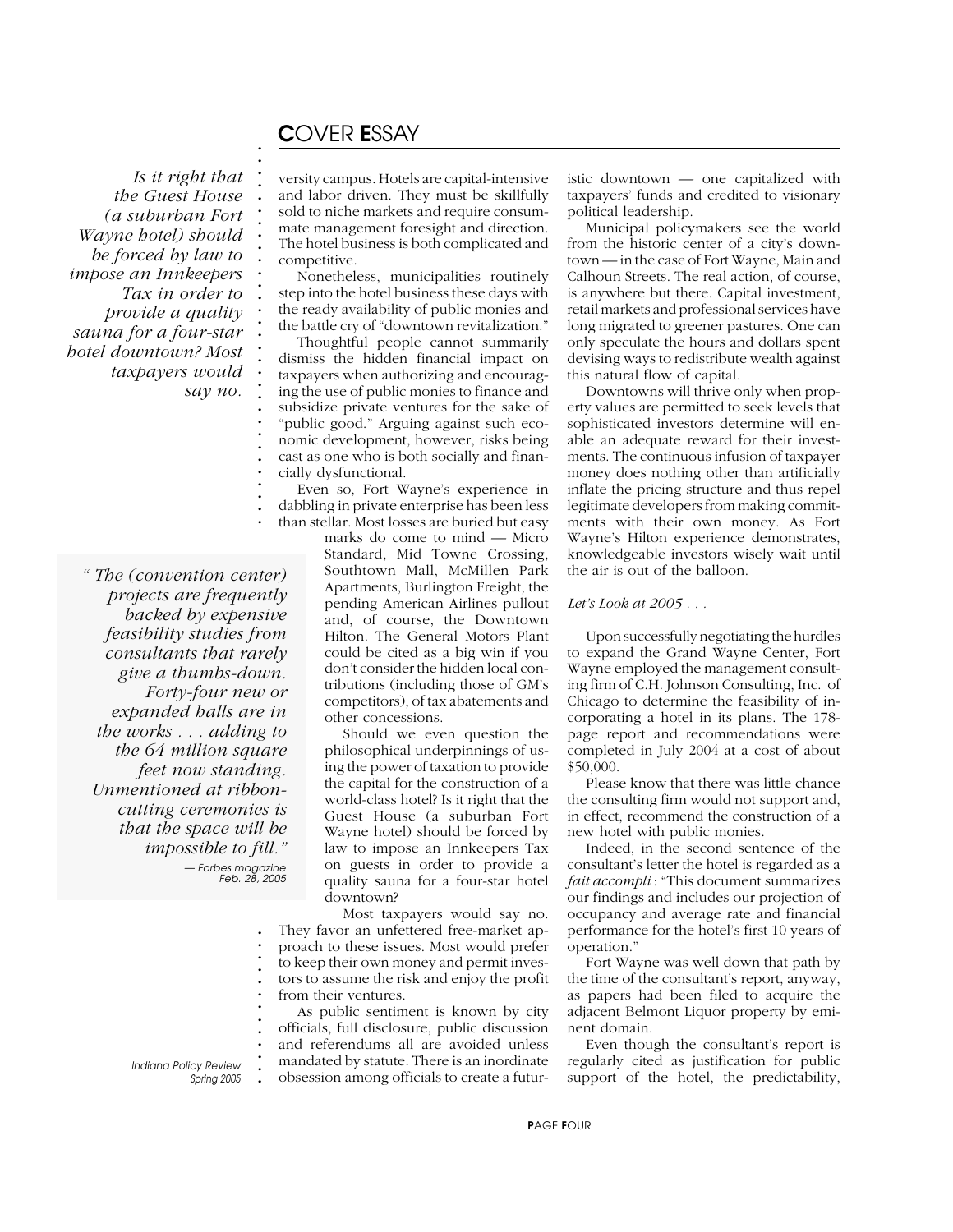versity campus. Hotels are capital-intensive and labor driven. They must be skillfully sold to niche markets and require consummate management foresight and direction. The hotel business is both complicated and competitive.

Nonetheless, municipalities routinely step into the hotel business these days with the ready availability of public monies and the battle cry of "downtown revitalization."

Thoughtful people cannot summarily dismiss the hidden financial impact on taxpayers when authorizing and encouraging the use of public monies to finance and subsidize private ventures for the sake of "public good." Arguing against such economic development, however, risks being cast as one who is both socially and financially dysfunctional.

Even so, Fort Wayne's experience in dabbling in private enterprise has been less than stellar. Most losses are buried but easy marks do come to mind — Micro Standard, Mid Towne Crossing, Southtown Mall, McMillen Park Apartments, Burlington Freight, the pending American Airlines pullout and, of course, the Downtown Hilton. The General Motors Plant could be cited as a big win if you don't consider the hidden local contributions (including those of GM's competitors), of tax abatements and other concessions.

> *Is it right that the Guest House (a suburban Fort Wayne hotel) should be forced by law to impose an Innkeepers Tax in order to provide a quality sauna for a four-star hotel downtown? Most taxpayers would say no.*

> *"The (convention center) projects are frequently backed by expensive feasibility studies from consultants that rarely give a thumbs-down. Forty-four new or expanded halls are in the works . . . adding to the 64 million square feet now standing. Unmentioned at ribbon-cutting ceremonies is that the space will be impossible to fill."*
>
> — Forbes magazine Feb. 28, 2005

Should we even question the philosophical underpinnings of using the power of taxation to provide the capital for the construction of a world-class hotel? Is it right that the Guest House (a suburban Fort Wayne hotel) should be forced by law to impose an Innkeepers Tax on guests in order to provide a quality sauna for a four-star hotel downtown?

Most taxpayers would say no. They favor an unfettered free-market approach to these issues. Most would prefer to keep their own money and permit investors to assume the risk and enjoy the profit from their ventures.

As public sentiment is known by city officials, full disclosure, public discussion and referendums all are avoided unless mandated by statute. There is an inordinate obsession among officials to create a futuristic downtown — one capitalized with taxpayers' funds and credited to visionary political leadership.

Municipal policymakers see the world from the historic center of a city's downtown — in the case of Fort Wayne, Main and Calhoun Streets. The real action, of course, is anywhere but there. Capital investment, retail markets and professional services have long migrated to greener pastures. One can only speculate the hours and dollars spent devising ways to redistribute wealth against this natural flow of capital.

Downtowns will thrive only when property values are permitted to seek levels that sophisticated investors determine will enable an adequate reward for their investments. The continuous infusion of taxpayer money does nothing other than artificially inflate the pricing structure and thus repel legitimate developers from making commitments with their own money. As Fort Wayne's Hilton experience demonstrates, knowledgeable investors wisely wait until the air is out of the balloon.

*Let's Look at 2005 . . .*

Upon successfully negotiating the hurdles to expand the Grand Wayne Center, Fort Wayne employed the management consulting firm of C.H. Johnson Consulting, Inc. of Chicago to determine the feasibility of incorporating a hotel in its plans. The 178-page report and recommendations were completed in July 2004 at a cost of about $50,000.

Please know that there was little chance the consulting firm would not support and, in effect, recommend the construction of a new hotel with public monies.

Indeed, in the second sentence of the consultant's letter the hotel is regarded as a *fait accompli*: "This document summarizes our findings and includes our projection of occupancy and average rate and financial performance for the hotel's first 10 years of operation."

Fort Wayne was well down that path by the time of the consultant's report, anyway, as papers had been filed to acquire the adjacent Belmont Liquor property by eminent domain.

Even though the consultant's report is regularly cited as justification for public support of the hotel, the predictability,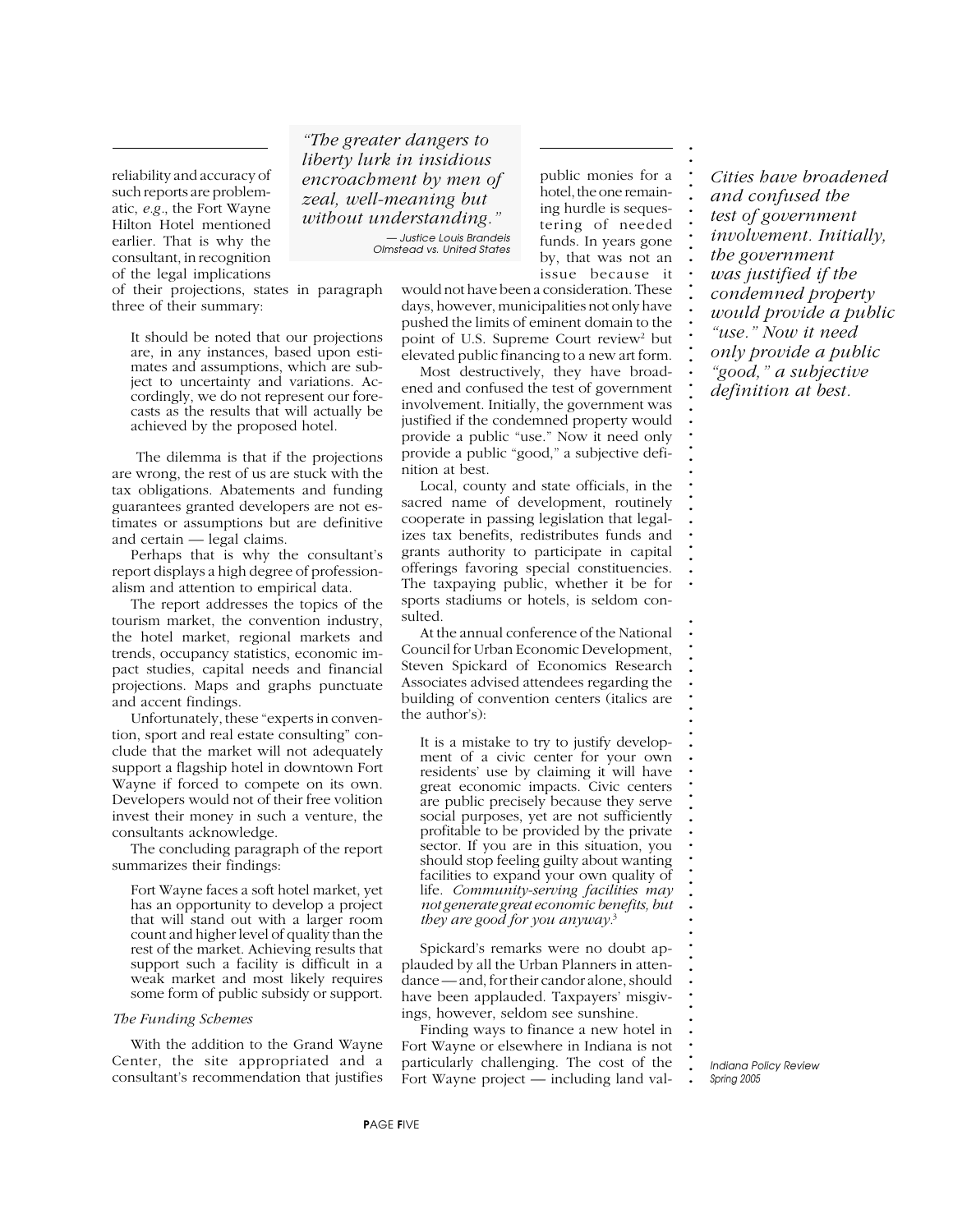reliability and accuracy of such reports are problematic, *e.g*., the Fort Wayne Hilton Hotel mentioned earlier. That is why the consultant, in recognition of the legal implications of their projections, states in paragraph three of their summary:

> It should be noted that our projections are, in any instances, based upon estimates and assumptions, which are subject to uncertainty and variations. Accordingly, we do not represent our forecasts as the results that will actually be achieved by the proposed hotel.

The dilemma is that if the projections are wrong, the rest of us are stuck with the tax obligations. Abatements and funding guarantees granted developers are not estimates or assumptions but are definitive and certain — legal claims.

Perhaps that is why the consultant's report displays a high degree of professionalism and attention to empirical data.

The report addresses the topics of the tourism market, the convention industry, the hotel market, regional markets and trends, occupancy statistics, economic impact studies, capital needs and financial projections. Maps and graphs punctuate and accent findings.

Unfortunately, these "experts in convention, sport and real estate consulting" conclude that the market will not adequately support a flagship hotel in downtown Fort Wayne if forced to compete on its own. Developers would not of their free volition invest their money in such a venture, the consultants acknowledge.

The concluding paragraph of the report summarizes their findings:

> Fort Wayne faces a soft hotel market, yet has an opportunity to develop a project that will stand out with a larger room count and higher level of quality than the rest of the market. Achieving results that support such a facility is difficult in a weak market and most likely requires some form of public subsidy or support.

*The Funding Schemes*

With the addition to the Grand Wayne Center, the site appropriated and a consultant's recommendation that justifies public monies for a hotel, the one remaining hurdle is sequestering of needed funds. In years gone by, that was not an issue because it would not have been a consideration. These days, however, municipalities not only have pushed the limits of eminent domain to the point of U.S. Supreme Court review[2] but elevated public financing to a new art form.

> *"The greater dangers to liberty lurk in insidious encroachment by men of zeal, well-meaning but without understanding."*
>
> — Justice Louis Brandeis, Olmstead vs. United States

Most destructively, they have broadened and confused the test of government involvement. Initially, the government was justified if the condemned property would provide a public "use." Now it need only provide a public "good," a subjective definition at best.

> *Cities have broadened and confused the test of government involvement. Initially, the government was justified if the condemned property would provide a public "use." Now it need only provide a public "good," a subjective definition at best.*

Local, county and state officials, in the sacred name of development, routinely cooperate in passing legislation that legalizes tax benefits, redistributes funds and grants authority to participate in capital offerings favoring special constituencies. The taxpaying public, whether it be for sports stadiums or hotels, is seldom consulted.

At the annual conference of the National Council for Urban Economic Development, Steven Spickard of Economics Research Associates advised attendees regarding the building of convention centers (italics are the author's):

> It is a mistake to try to justify development of a civic center for your own residents' use by claiming it will have great economic impacts. Civic centers are public precisely because they serve social purposes, yet are not sufficiently profitable to be provided by the private sector. If you are in this situation, you should stop feeling guilty about wanting facilities to expand your own quality of life. *Community-serving facilities may not generate great economic benefits, but they are good for you anyway.*[3]

Spickard's remarks were no doubt applauded by all the Urban Planners in attendance — and, for their candor alone, should have been applauded. Taxpayers' misgivings, however, seldom see sunshine.

Finding ways to finance a new hotel in Fort Wayne or elsewhere in Indiana is not particularly challenging. The cost of the Fort Wayne project — including land val-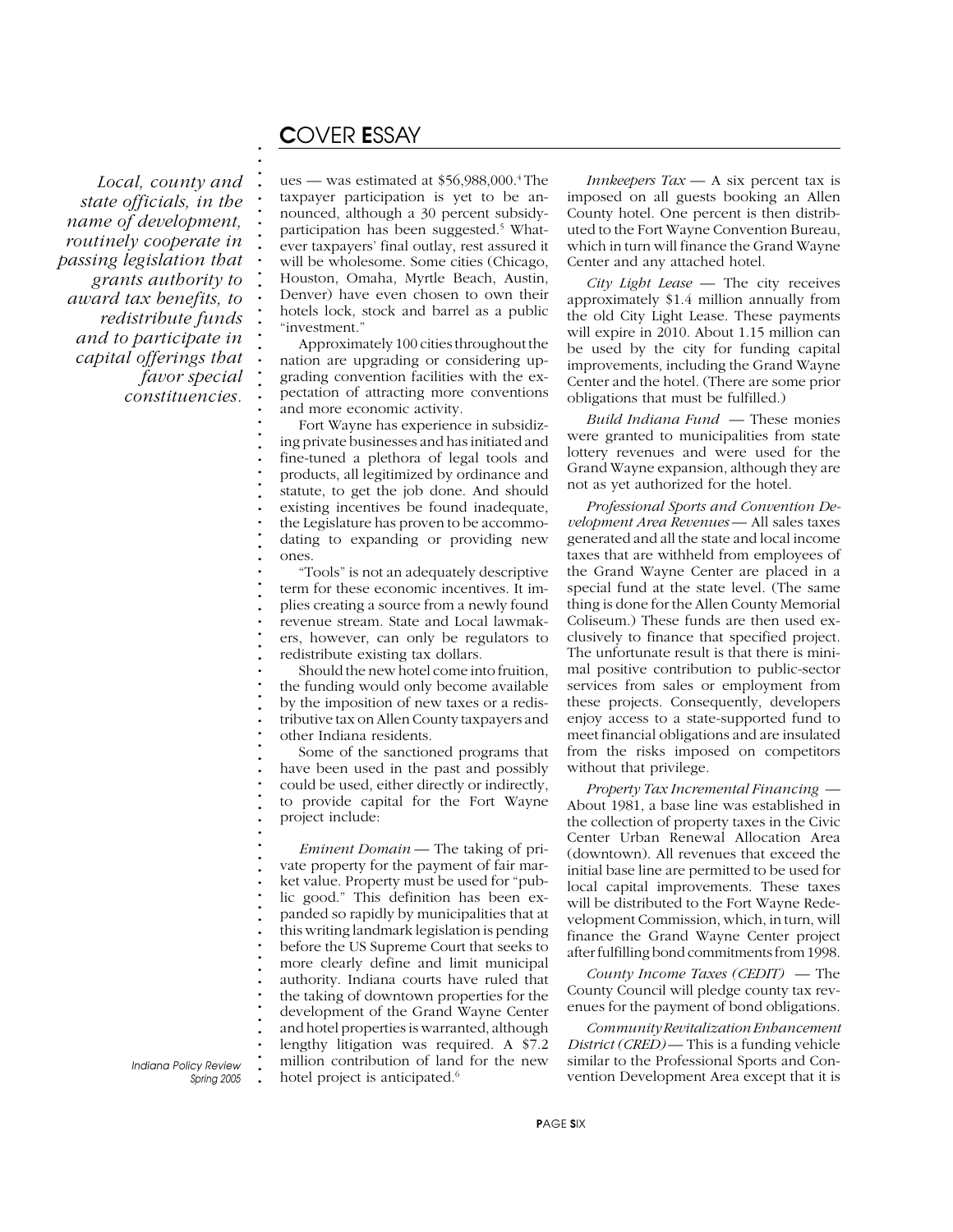*Local, county and state officials, in the name of development, routinely cooperate in passing legislation that grants authority to award tax benefits, to redistribute funds and to participate in capital offerings that favor special constituencies.*

ues — was estimated at $56,988,000.[4] The taxpayer participation is yet to be announced, although a 30 percent subsidy-participation has been suggested.[5] Whatever taxpayers' final outlay, rest assured it will be wholesome. Some cities (Chicago, Houston, Omaha, Myrtle Beach, Austin, Denver) have even chosen to own their hotels lock, stock and barrel as a public "investment."

Approximately 100 cities throughout the nation are upgrading or considering upgrading convention facilities with the expectation of attracting more conventions and more economic activity.

Fort Wayne has experience in subsidizing private businesses and has initiated and fine-tuned a plethora of legal tools and products, all legitimized by ordinance and statute, to get the job done. And should existing incentives be found inadequate, the Legislature has proven to be accommodating to expanding or providing new ones.

"Tools" is not an adequately descriptive term for these economic incentives. It implies creating a source from a newly found revenue stream. State and Local lawmakers, however, can only be regulators to redistribute existing tax dollars.

Should the new hotel come into fruition, the funding would only become available by the imposition of new taxes or a redistributive tax on Allen County taxpayers and other Indiana residents.

Some of the sanctioned programs that have been used in the past and possibly could be used, either directly or indirectly, to provide capital for the Fort Wayne project include:

*Eminent Domain* — The taking of private property for the payment of fair market value. Property must be used for "public good." This definition has been expanded so rapidly by municipalities that at this writing landmark legislation is pending before the US Supreme Court that seeks to more clearly define and limit municipal authority. Indiana courts have ruled that the taking of downtown properties for the development of the Grand Wayne Center and hotel properties is warranted, although lengthy litigation was required. A $7.2 million contribution of land for the new hotel project is anticipated.[6]

*Innkeepers Tax* — A six percent tax is imposed on all guests booking an Allen County hotel. One percent is then distributed to the Fort Wayne Convention Bureau, which in turn will finance the Grand Wayne Center and any attached hotel.

*City Light Lease* — The city receives approximately $1.4 million annually from the old City Light Lease. These payments will expire in 2010. About 1.15 million can be used by the city for funding capital improvements, including the Grand Wayne Center and the hotel. (There are some prior obligations that must be fulfilled.)

*Build Indiana Fund* — These monies were granted to municipalities from state lottery revenues and were used for the Grand Wayne expansion, although they are not as yet authorized for the hotel.

*Professional Sports and Convention Development Area Revenues* — All sales taxes generated and all the state and local income taxes that are withheld from employees of the Grand Wayne Center are placed in a special fund at the state level. (The same thing is done for the Allen County Memorial Coliseum.) These funds are then used exclusively to finance that specified project. The unfortunate result is that there is minimal positive contribution to public-sector services from sales or employment from these projects. Consequently, developers enjoy access to a state-supported fund to meet financial obligations and are insulated from the risks imposed on competitors without that privilege.

*Property Tax Incremental Financing* — About 1981, a base line was established in the collection of property taxes in the Civic Center Urban Renewal Allocation Area (downtown). All revenues that exceed the initial base line are permitted to be used for local capital improvements. These taxes will be distributed to the Fort Wayne Redevelopment Commission, which, in turn, will finance the Grand Wayne Center project after fulfilling bond commitments from 1998.

*County Income Taxes (CEDIT)* — The County Council will pledge county tax revenues for the payment of bond obligations.

*Community Revitalization Enhancement District (CRED)* — This is a funding vehicle similar to the Professional Sports and Convention Development Area except that it is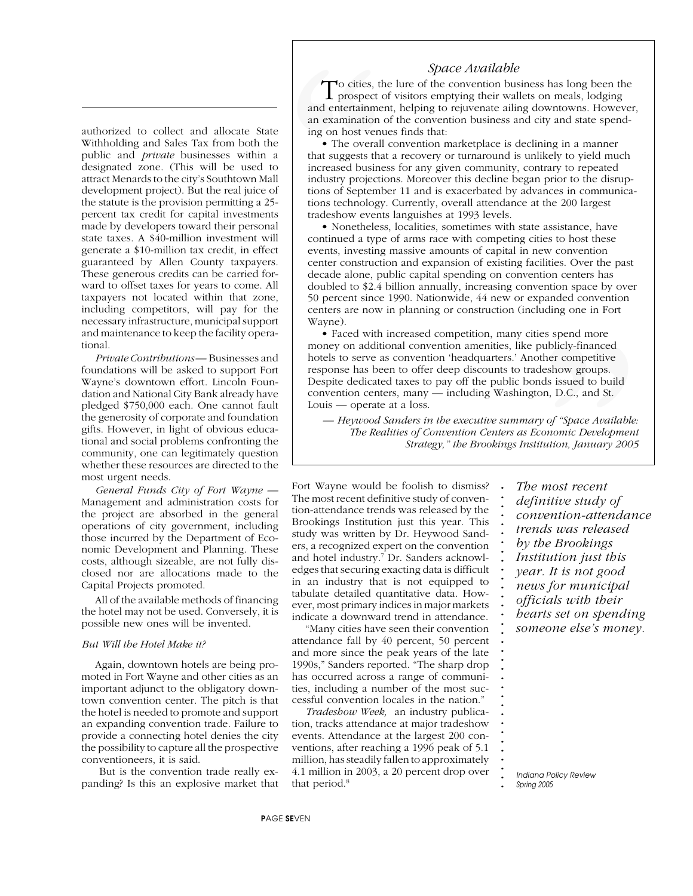authorized to collect and allocate State Withholding and Sales Tax from both the public and *private* businesses within a designated zone. (This will be used to attract Menards to the city's Southtown Mall development project). But the real juice of the statute is the provision permitting a 25-percent tax credit for capital investments made by developers toward their personal state taxes. A $40-million investment will generate a $10-million tax credit, in effect guaranteed by Allen County taxpayers. These generous credits can be carried forward to offset taxes for years to come. All taxpayers not located within that zone, including competitors, will pay for the necessary infrastructure, municipal support and maintenance to keep the facility operational.

*Private Contributions* — Businesses and foundations will be asked to support Fort Wayne's downtown effort. Lincoln Foundation and National City Bank already have pledged $750,000 each. One cannot fault the generosity of corporate and foundation gifts. However, in light of obvious educational and social problems confronting the community, one can legitimately question whether these resources are directed to the most urgent needs.

*General Funds City of Fort Wayne* — Management and administration costs for the project are absorbed in the general operations of city government, including those incurred by the Department of Economic Development and Planning. These costs, although sizeable, are not fully disclosed nor are allocations made to the Capital Projects promoted.

All of the available methods of financing the hotel may not be used. Conversely, it is possible new ones will be invented.

*But Will the Hotel Make it?*

Again, downtown hotels are being promoted in Fort Wayne and other cities as an important adjunct to the obligatory downtown convention center. The pitch is that the hotel is needed to promote and support an expanding convention trade. Failure to provide a connecting hotel denies the city the possibility to capture all the prospective conventioneers, it is said.

But is the convention trade really expanding? Is this an explosive market that Fort Wayne would be foolish to dismiss? The most recent definitive study of convention-attendance trends was released by the Brookings Institution just this year. This study was written by Dr. Heywood Sanders, a recognized expert on the convention and hotel industry.[7] Dr. Sanders acknowledges that securing exacting data is difficult in an industry that is not equipped to tabulate detailed quantitative data. However, most primary indices in major markets indicate a downward trend in attendance.

"Many cities have seen their convention attendance fall by 40 percent, 50 percent and more since the peak years of the late 1990s," Sanders reported. "The sharp drop has occurred across a range of communities, including a number of the most successful convention locales in the nation."

*Tradeshow Week,* an industry publication, tracks attendance at major tradeshow events. Attendance at the largest 200 conventions, after reaching a 1996 peak of 5.1 million, has steadily fallen to approximately 4.1 million in 2003, a 20 percent drop over that period.[8]

*The most recent definitive study of convention-attendance trends was released by the Brookings Institution just this year. It is not good news for municipal officials with their hearts set on spending someone else's money.*

### *Space Available*

To cities, the lure of the convention business has long been the prospect of visitors emptying their wallets on meals, lodging and entertainment, helping to rejuvenate ailing downtowns. However, an examination of the convention business and city and state spending on host venues finds that:

- The overall convention marketplace is declining in a manner that suggests that a recovery or turnaround is unlikely to yield much increased business for any given community, contrary to repeated industry projections. Moreover this decline began prior to the disruptions of September 11 and is exacerbated by advances in communications technology. Currently, overall attendance at the 200 largest tradeshow events languishes at 1993 levels.
- Nonetheless, localities, sometimes with state assistance, have continued a type of arms race with competing cities to host these events, investing massive amounts of capital in new convention center construction and expansion of existing facilities. Over the past decade alone, public capital spending on convention centers has doubled to $2.4 billion annually, increasing convention space by over 50 percent since 1990. Nationwide, 44 new or expanded convention centers are now in planning or construction (including one in Fort Wayne).
- Faced with increased competition, many cities spend more money on additional convention amenities, like publicly-financed hotels to serve as convention 'headquarters.' Another competitive response has been to offer deep discounts to tradeshow groups. Despite dedicated taxes to pay off the public bonds issued to build convention centers, many — including Washington, D.C., and St. Louis — operate at a loss.

*— Heywood Sanders in the executive summary of "Space Available: The Realities of Convention Centers as Economic Development Strategy," the Brookings Institution, January 2005*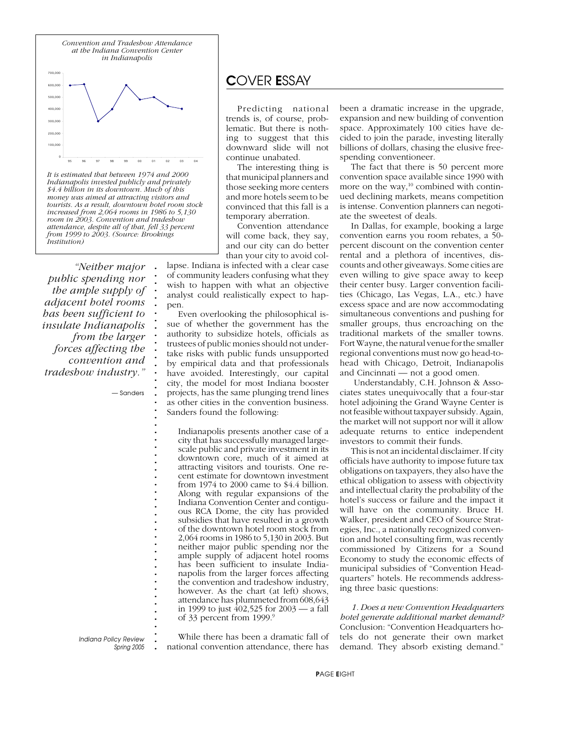*Convention and Tradeshow Attendance at the Indiana Convention Center in Indianapolis*

*It is estimated that between 1974 and 2000 Indianapolis invested publicly and privately $4.4 billion in its downtown. Much of this money was aimed at attracting visitors and tourists. As a result, downtown hotel room stock increased from 2,064 rooms in 1986 to 5,130 room in 2003. Convention and tradeshow attendance, despite all of that, fell 33 percent from 1999 to 2003. (Source: Brookings Institution)*

> *"Neither major public spending nor the ample supply of adjacent hotel rooms has been sufficient to insulate Indianapolis from the larger forces affecting the convention and tradeshow industry."*
>
> — Sanders

## COVER ESSAY

Predicting national trends is, of course, problematic. But there is nothing to suggest that this downward slide will not continue unabated.

The interesting thing is that municipal planners and those seeking more centers and more hotels seem to be convinced that this fall is a temporary aberration.

Convention attendance will come back, they say, and our city can do better than your city to avoid collapse. Indiana is infected with a clear case of community leaders confusing what they wish to happen with what an objective analyst could realistically expect to happen.

Even overlooking the philosophical issue of whether the government has the authority to subsidize hotels, officials as trustees of public monies should not undertake risks with public funds unsupported by empirical data and that professionals have avoided. Interestingly, our capital city, the model for most Indiana booster projects, has the same plunging trend lines as other cities in the convention business. Sanders found the following:

> Indianapolis presents another case of a city that has successfully managed large-scale public and private investment in its downtown core, much of it aimed at attracting visitors and tourists. One recent estimate for downtown investment from 1974 to 2000 came to $4.4 billion. Along with regular expansions of the Indiana Convention Center and contiguous RCA Dome, the city has provided subsidies that have resulted in a growth of the downtown hotel room stock from 2,064 rooms in 1986 to 5,130 in 2003. But neither major public spending nor the ample supply of adjacent hotel rooms has been sufficient to insulate Indianapolis from the larger forces affecting the convention and tradeshow industry, however. As the chart (at left) shows, attendance has plummeted from 608,643 in 1999 to just 402,525 for 2003 — a fall of 33 percent from 1999.[9]

While there has been a dramatic fall of national convention attendance, there has been a dramatic increase in the upgrade, expansion and new building of convention space. Approximately 100 cities have decided to join the parade, investing literally billions of dollars, chasing the elusive free-spending conventioneer.

The fact that there is 50 percent more convention space available since 1990 with more on the way,[10] combined with continued declining markets, means competition is intense. Convention planners can negotiate the sweetest of deals.

In Dallas, for example, booking a large convention earns you room rebates, a 50-percent discount on the convention center rental and a plethora of incentives, discounts and other giveaways. Some cities are even willing to give space away to keep their center busy. Larger convention facilities (Chicago, Las Vegas, L.A., etc.) have excess space and are now accommodating simultaneous conventions and pushing for smaller groups, thus encroaching on the traditional markets of the smaller towns. Fort Wayne, the natural venue for the smaller regional conventions must now go head-to-head with Chicago, Detroit, Indianapolis and Cincinnati — not a good omen.

Understandably, C.H. Johnson & Associates states unequivocally that a four-star hotel adjoining the Grand Wayne Center is not feasible without taxpayer subsidy. Again, the market will not support nor will it allow adequate returns to entice independent investors to commit their funds.

This is not an incidental disclaimer. If city officials have authority to impose future tax obligations on taxpayers, they also have the ethical obligation to assess with objectivity and intellectual clarity the probability of the hotel's success or failure and the impact it will have on the community. Bruce H. Walker, president and CEO of Source Strategies, Inc., a nationally recognized convention and hotel consulting firm, was recently commissioned by Citizens for a Sound Economy to study the economic effects of municipal subsidies of "Convention Headquarters" hotels. He recommends addressing three basic questions:

*1. Does a new Convention Headquarters hotel generate additional market demand?* Conclusion: "Convention Headquarters hotels do not generate their own market demand. They absorb existing demand."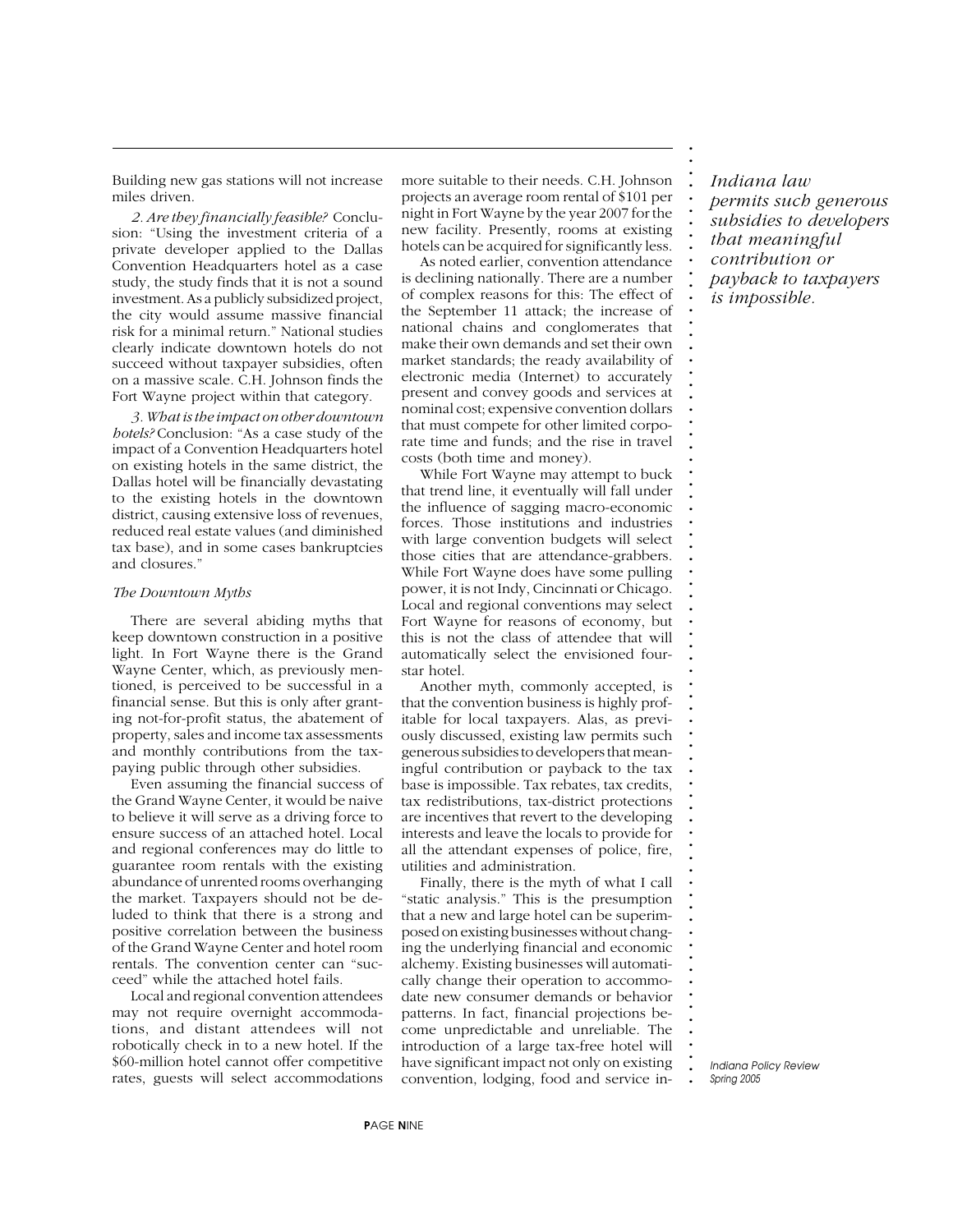Building new gas stations will not increase miles driven.

*2. Are they financially feasible?* Conclusion: "Using the investment criteria of a private developer applied to the Dallas Convention Headquarters hotel as a case study, the study finds that it is not a sound investment. As a publicly subsidized project, the city would assume massive financial risk for a minimal return." National studies clearly indicate downtown hotels do not succeed without taxpayer subsidies, often on a massive scale. C.H. Johnson finds the Fort Wayne project within that category.

*3. What is the impact on other downtown hotels?* Conclusion: "As a case study of the impact of a Convention Headquarters hotel on existing hotels in the same district, the Dallas hotel will be financially devastating to the existing hotels in the downtown district, causing extensive loss of revenues, reduced real estate values (and diminished tax base), and in some cases bankruptcies and closures."

*The Downtown Myths*

There are several abiding myths that keep downtown construction in a positive light. In Fort Wayne there is the Grand Wayne Center, which, as previously mentioned, is perceived to be successful in a financial sense. But this is only after granting not-for-profit status, the abatement of property, sales and income tax assessments and monthly contributions from the taxpaying public through other subsidies.

Even assuming the financial success of the Grand Wayne Center, it would be naive to believe it will serve as a driving force to ensure success of an attached hotel. Local and regional conferences may do little to guarantee room rentals with the existing abundance of unrented rooms overhanging the market. Taxpayers should not be deluded to think that there is a strong and positive correlation between the business of the Grand Wayne Center and hotel room rentals. The convention center can "succeed" while the attached hotel fails.

Local and regional convention attendees may not require overnight accommodations, and distant attendees will not robotically check in to a new hotel. If the $60-million hotel cannot offer competitive rates, guests will select accommodations more suitable to their needs. C.H. Johnson projects an average room rental of $101 per night in Fort Wayne by the year 2007 for the new facility. Presently, rooms at existing hotels can be acquired for significantly less.

As noted earlier, convention attendance is declining nationally. There are a number of complex reasons for this: The effect of the September 11 attack; the increase of national chains and conglomerates that make their own demands and set their own market standards; the ready availability of electronic media (Internet) to accurately present and convey goods and services at nominal cost; expensive convention dollars that must compete for other limited corporate time and funds; and the rise in travel costs (both time and money).

While Fort Wayne may attempt to buck that trend line, it eventually will fall under the influence of sagging macro-economic forces. Those institutions and industries with large convention budgets will select those cities that are attendance-grabbers. While Fort Wayne does have some pulling power, it is not Indy, Cincinnati or Chicago. Local and regional conventions may select Fort Wayne for reasons of economy, but this is not the class of attendee that will automatically select the envisioned four-star hotel.

Another myth, commonly accepted, is that the convention business is highly profitable for local taxpayers. Alas, as previously discussed, existing law permits such generous subsidies to developers that meaningful contribution or payback to the tax base is impossible. Tax rebates, tax credits, tax redistributions, tax-district protections are incentives that revert to the developing interests and leave the locals to provide for all the attendant expenses of police, fire, utilities and administration.

Finally, there is the myth of what I call "static analysis." This is the presumption that a new and large hotel can be superimposed on existing businesses without changing the underlying financial and economic alchemy. Existing businesses will automatically change their operation to accommodate new consumer demands or behavior patterns. In fact, financial projections become unpredictable and unreliable. The introduction of a large tax-free hotel will have significant impact not only on existing convention, lodging, food and service in-

*Indiana law permits such generous subsidies to developers that meaningful contribution or payback to taxpayers is impossible.*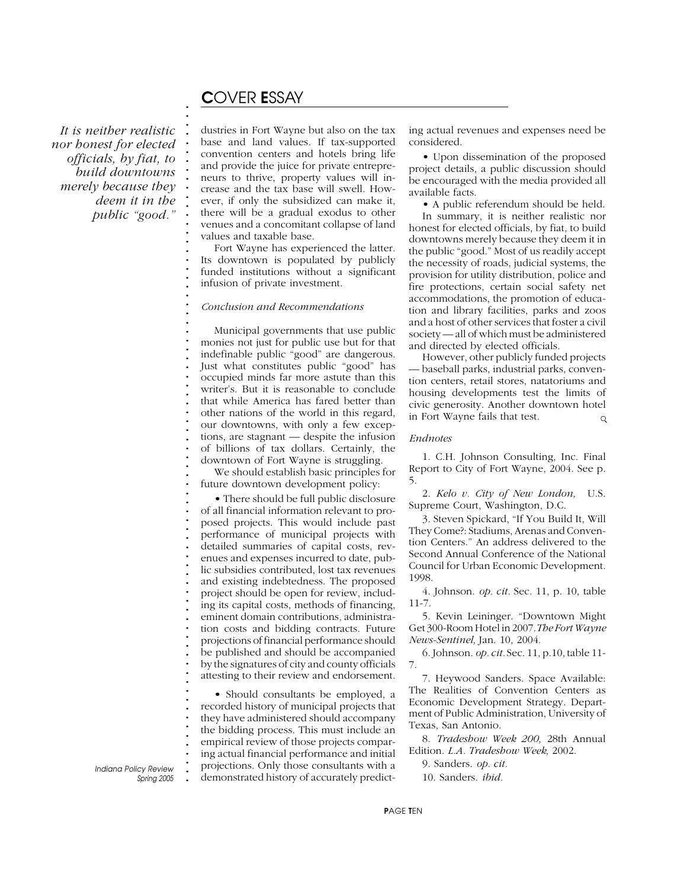*It is neither realistic nor honest for elected officials, by fiat, to build downtowns merely because they deem it in the public "good."*

dustries in Fort Wayne but also on the tax base and land values. If tax-supported convention centers and hotels bring life and provide the juice for private entrepreneurs to thrive, property values will increase and the tax base will swell. However, if only the subsidized can make it, there will be a gradual exodus to other venues and a concomitant collapse of land values and taxable base.

Fort Wayne has experienced the latter. Its downtown is populated by publicly funded institutions without a significant infusion of private investment.

*Conclusion and Recommendations*

Municipal governments that use public monies not just for public use but for that indefinable public "good" are dangerous. Just what constitutes public "good" has occupied minds far more astute than this writer's. But it is reasonable to conclude that while America has fared better than other nations of the world in this regard, our downtowns, with only a few exceptions, are stagnant — despite the infusion of billions of tax dollars. Certainly, the downtown of Fort Wayne is struggling.

We should establish basic principles for future downtown development policy:

- There should be full public disclosure of all financial information relevant to proposed projects. This would include past performance of municipal projects with detailed summaries of capital costs, revenues and expenses incurred to date, public subsidies contributed, lost tax revenues and existing indebtedness. The proposed project should be open for review, including its capital costs, methods of financing, eminent domain contributions, administration costs and bidding contracts. Future projections of financial performance should be published and should be accompanied by the signatures of city and county officials attesting to their review and endorsement.

- Should consultants be employed, a recorded history of municipal projects that they have administered should accompany the bidding process. This must include an empirical review of those projects comparing actual financial performance and initial projections. Only those consultants with a demonstrated history of accurately predicting actual revenues and expenses need be considered.

- Upon dissemination of the proposed project details, a public discussion should be encouraged with the media provided all available facts.

- A public referendum should be held.

In summary, it is neither realistic nor honest for elected officials, by fiat, to build downtowns merely because they deem it in the public "good." Most of us readily accept the necessity of roads, judicial systems, the provision for utility distribution, police and fire protections, certain social safety net accommodations, the promotion of education and library facilities, parks and zoos and a host of other services that foster a civil society — all of which must be administered and directed by elected officials.

However, other publicly funded projects — baseball parks, industrial parks, convention centers, retail stores, natatoriums and housing developments test the limits of civic generosity. Another downtown hotel in Fort Wayne fails that test.

*Endnotes*

1. C.H. Johnson Consulting, Inc. Final Report to City of Fort Wayne, 2004. See p. 5.
2. *Kelo v. City of New London,* U.S. Supreme Court, Washington, D.C.
3. Steven Spickard, "If You Build It, Will They Come?: Stadiums, Arenas and Convention Centers." An address delivered to the Second Annual Conference of the National Council for Urban Economic Development. 1998.
4. Johnson. *op. cit.* Sec. 11, p. 10, table 11-7.
5. Kevin Leininger. "Downtown Might Get 300-Room Hotel in 2007. *The Fort Wayne News-Sentinel,* Jan. 10, 2004.
6. Johnson. *op. cit.* Sec. 11, p.10, table 11-7.
7. Heywood Sanders. Space Available: The Realities of Convention Centers as Economic Development Strategy. Department of Public Administration, University of Texas, San Antonio.
8. *Tradeshow Week 200,* 28th Annual Edition. *L.A. Tradeshow Week,* 2002.
9. Sanders. *op. cit.*
10. Sanders. *ibid.*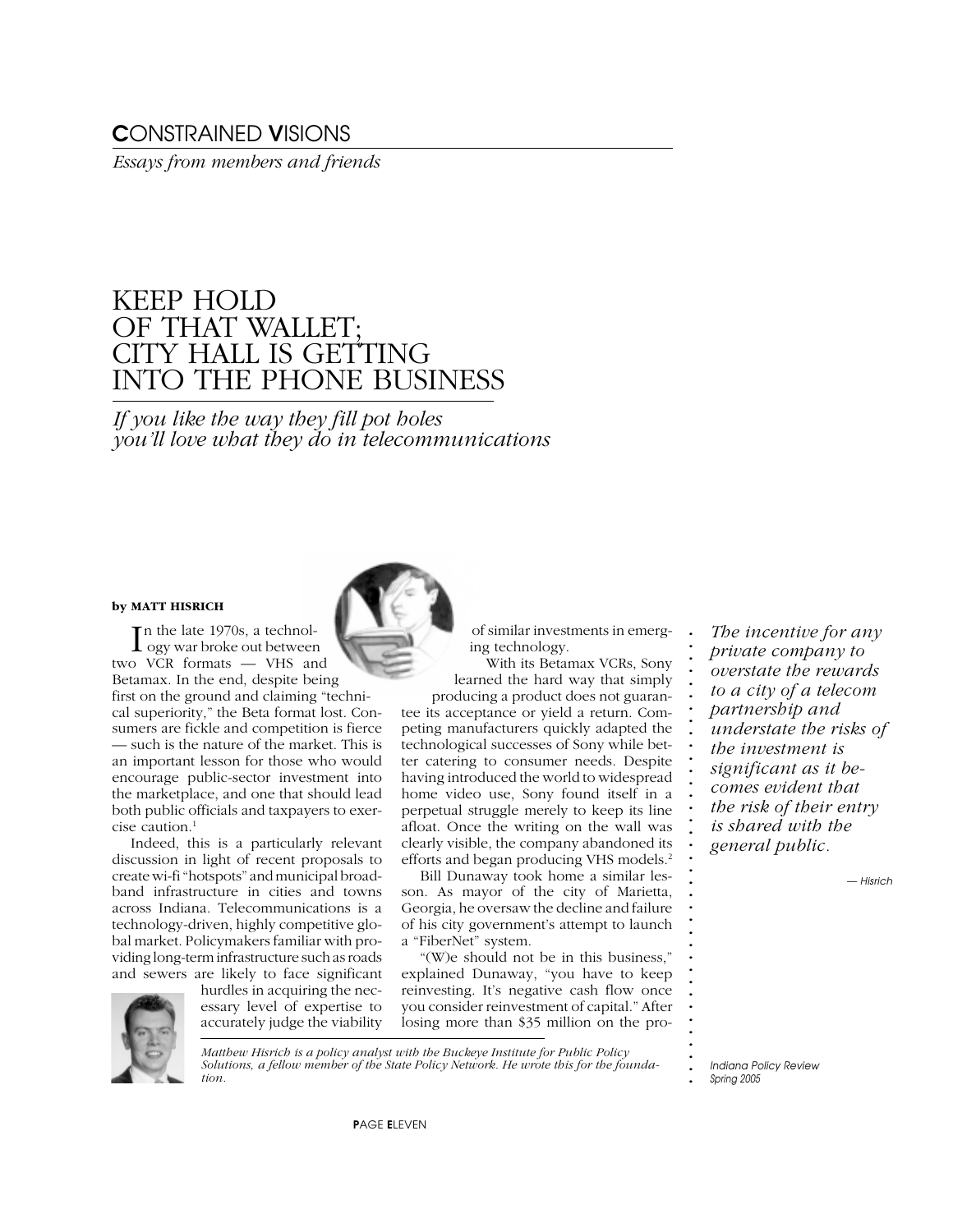## CONSTRAINED VISIONS

*Essays from members and friends*

# KEEP HOLD OF THAT WALLET; CITY HALL IS GETTING INTO THE PHONE BUSINESS

*If you like the way they fill pot holes you'll love what they do in telecommunications*

**by MATT HISRICH**

In the late 1970s, a technology war broke out between two VCR formats — VHS and Betamax. In the end, despite being first on the ground and claiming "technical superiority," the Beta format lost. Consumers are fickle and competition is fierce — such is the nature of the market. This is an important lesson for those who would encourage public-sector investment into the marketplace, and one that should lead both public officials and taxpayers to exercise caution.[1]

Indeed, this is a particularly relevant discussion in light of recent proposals to create wi-fi "hotspots" and municipal broadband infrastructure in cities and towns across Indiana. Telecommunications is a technology-driven, highly competitive global market. Policymakers familiar with providing long-term infrastructure such as roads and sewers are likely to face significant hurdles in acquiring the necessary level of expertise to accurately judge the viability of similar investments in emerging technology.

With its Betamax VCRs, Sony learned the hard way that simply producing a product does not guarantee its acceptance or yield a return. Competing manufacturers quickly adapted the technological successes of Sony while better catering to consumer needs. Despite having introduced the world to widespread home video use, Sony found itself in a perpetual struggle merely to keep its line afloat. Once the writing on the wall was clearly visible, the company abandoned its efforts and began producing VHS models.[2]

Bill Dunaway took home a similar lesson. As mayor of the city of Marietta, Georgia, he oversaw the decline and failure of his city government's attempt to launch a "FiberNet" system.

"(W)e should not be in this business," explained Dunaway, "you have to keep reinvesting. It's negative cash flow once you consider reinvestment of capital." After losing more than $35 million on the pro-

> *The incentive for any private company to overstate the rewards to a city of a telecom partnership and understate the risks of the investment is significant as it becomes evident that the risk of their entry is shared with the general public.*
>
> — Hisrich

*Matthew Hisrich is a policy analyst with the Buckeye Institute for Public Policy Solutions, a fellow member of the State Policy Network. He wrote this for the foundation.*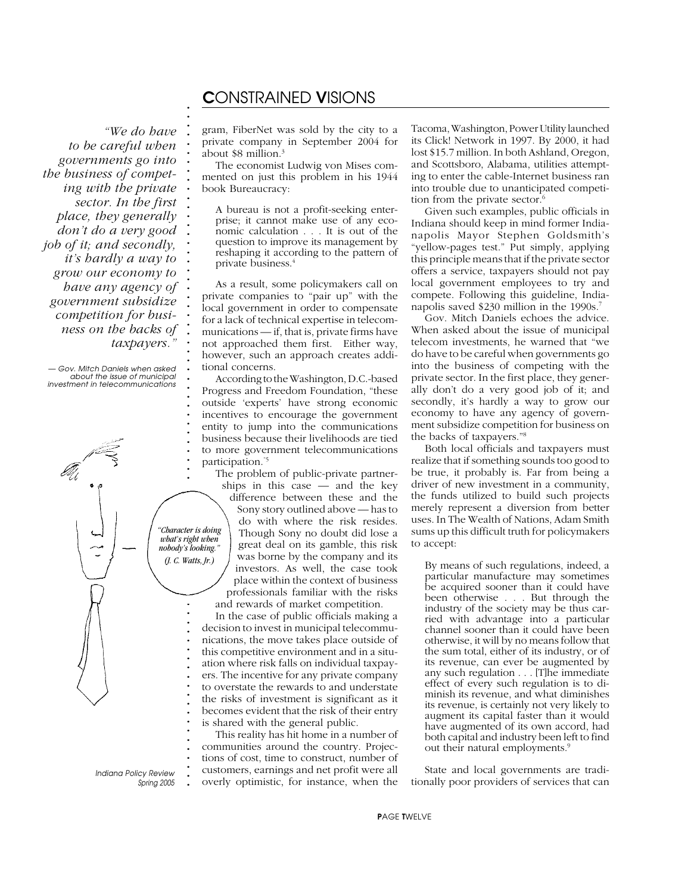*"We do have to be careful when governments go into the business of competing with the private sector. In the first place, they generally don't do a very good job of it; and secondly, it's hardly a way to grow our economy to have any agency of government subsidize competition for business on the backs of taxpayers."*

— Gov. Mitch Daniels when asked about the issue of municipal investment in telecommunications

gram, FiberNet was sold by the city to a private company in September 2004 for about $8 million.[3]

The economist Ludwig von Mises commented on just this problem in his 1944 book Bureaucracy:

> A bureau is not a profit-seeking enterprise; it cannot make use of any economic calculation . . . It is out of the question to improve its management by reshaping it according to the pattern of private business.[4]

As a result, some policymakers call on private companies to "pair up" with the local government in order to compensate for a lack of technical expertise in telecommunications — if, that is, private firms have not approached them first. Either way, however, such an approach creates additional concerns.

According to the Washington, D.C.-based Progress and Freedom Foundation, "these outside 'experts' have strong economic incentives to encourage the government entity to jump into the communications business because their livelihoods are tied to more government telecommunications participation."[5]

*"Character is doing what's right when nobody's looking." (J. C. Watts, Jr.)*

The problem of public-private partnerships in this case — and the key difference between these and the Sony story outlined above — has to do with where the risk resides. Though Sony no doubt did lose a great deal on its gamble, this risk was borne by the company and its investors. As well, the case took place within the context of business professionals familiar with the risks and rewards of market competition.

In the case of public officials making a decision to invest in municipal telecommunications, the move takes place outside of this competitive environment and in a situation where risk falls on individual taxpayers. The incentive for any private company to overstate the rewards to and understate the risks of investment is significant as it becomes evident that the risk of their entry is shared with the general public.

This reality has hit home in a number of communities around the country. Projections of cost, time to construct, number of customers, earnings and net profit were all overly optimistic, for instance, when the Tacoma, Washington, Power Utility launched its Click! Network in 1997. By 2000, it had lost $15.7 million. In both Ashland, Oregon, and Scottsboro, Alabama, utilities attempting to enter the cable-Internet business ran into trouble due to unanticipated competition from the private sector.[6]

Given such examples, public officials in Indiana should keep in mind former Indianapolis Mayor Stephen Goldsmith's "yellow-pages test." Put simply, applying this principle means that if the private sector offers a service, taxpayers should not pay local government employees to try and compete. Following this guideline, Indianapolis saved $230 million in the 1990s.[7]

Gov. Mitch Daniels echoes the advice. When asked about the issue of municipal telecom investments, he warned that "we do have to be careful when governments go into the business of competing with the private sector. In the first place, they generally don't do a very good job of it; and secondly, it's hardly a way to grow our economy to have any agency of government subsidize competition for business on the backs of taxpayers."[8]

Both local officials and taxpayers must realize that if something sounds too good to be true, it probably is. Far from being a driver of new investment in a community, the funds utilized to build such projects merely represent a diversion from better uses. In The Wealth of Nations, Adam Smith sums up this difficult truth for policymakers to accept:

> By means of such regulations, indeed, a particular manufacture may sometimes be acquired sooner than it could have been otherwise . . . But through the industry of the society may be thus carried with advantage into a particular channel sooner than it could have been otherwise, it will by no means follow that the sum total, either of its industry, or of its revenue, can ever be augmented by any such regulation . . . [T]he immediate effect of every such regulation is to diminish its revenue, and what diminishes its revenue, is certainly not very likely to augment its capital faster than it would have augmented of its own accord, had both capital and industry been left to find out their natural employments.[9]

State and local governments are traditionally poor providers of services that can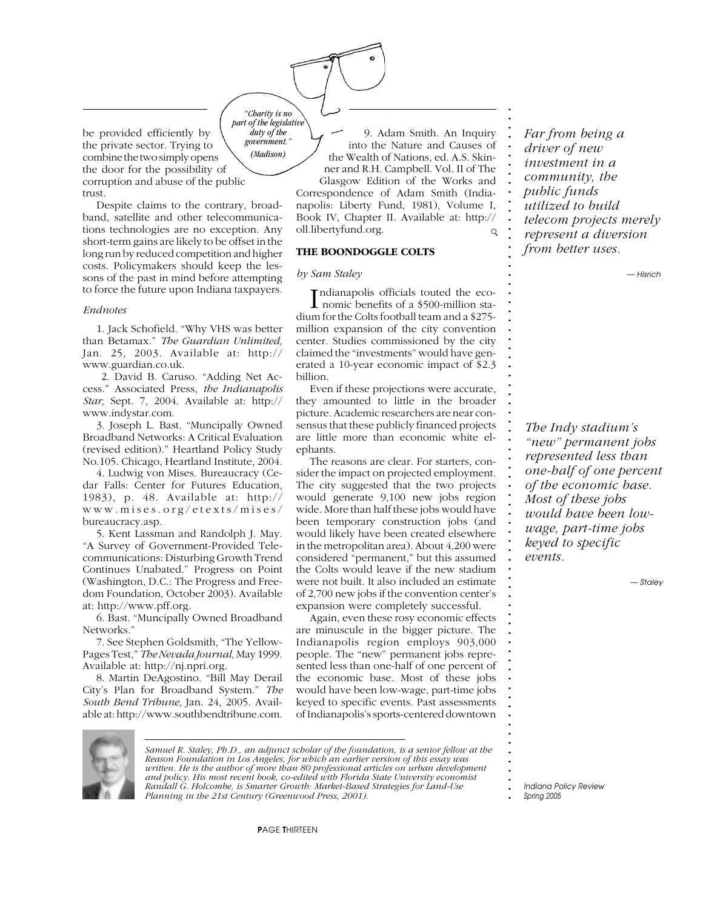be provided efficiently by the private sector. Trying to combine the two simply opens the door for the possibility of corruption and abuse of the public trust.

*"Charity is no part of the legislative duty of the government." (Madison)*

Despite claims to the contrary, broadband, satellite and other telecommunications technologies are no exception. Any short-term gains are likely to be offset in the long run by reduced competition and higher costs. Policymakers should keep the lessons of the past in mind before attempting to force the future upon Indiana taxpayers.

*Endnotes*

1. Jack Schofield. "Why VHS was better than Betamax." *The Guardian Unlimited,* Jan. 25, 2003. Available at: http://www.guardian.co.uk.

2. David B. Caruso. "Adding Net Access." Associated Press, *the Indianapolis Star,* Sept. 7, 2004. Available at: http://www.indystar.com.

3. Joseph L. Bast. "Muncipally Owned Broadband Networks: A Critical Evaluation (revised edition)." Heartland Policy Study No.105. Chicago, Heartland Institute, 2004.

4. Ludwig von Mises. Bureaucracy (Cedar Falls: Center for Futures Education, 1983), p. 48. Available at: http://www.mises.org/etexts/mises/bureaucracy.asp.

5. Kent Lassman and Randolph J. May. "A Survey of Government-Provided Telecommunications: Disturbing Growth Trend Continues Unabated." Progress on Point (Washington, D.C.: The Progress and Freedom Foundation, October 2003). Available at: http://www.pff.org.

6. Bast. "Muncipally Owned Broadband Networks."

7. See Stephen Goldsmith, "The Yellow-Pages Test," *The Nevada Journal,* May 1999. Available at: http://nj.npri.org.

8. Martin DeAgostino. "Bill May Derail City's Plan for Broadband System." *The South Bend Tribune,* Jan. 24, 2005. Available at: http://www.southbendtribune.com.

9. Adam Smith. An Inquiry into the Nature and Causes of the Wealth of Nations, ed. A.S. Skinner and R.H. Campbell. Vol. II of The Glasgow Edition of the Works and Correspondence of Adam Smith (Indianapolis: Liberty Fund, 1981), Volume I, Book IV, Chapter II. Available at: http://oll.libertyfund.org.

*Far from being a driver of new investment in a community, the public funds utilized to build telecom projects merely represent a diversion from better uses.* — Hisrich

## THE BOONDOGGLE COLTS

*by Sam Staley*

Indianapolis officials touted the economic benefits of a $500-million stadium for the Colts football team and a $275-million expansion of the city convention center. Studies commissioned by the city claimed the "investments" would have generated a 10-year economic impact of $2.3 billion.

Even if these projections were accurate, they amounted to little in the broader picture. Academic researchers are near consensus that these publicly financed projects are little more than economic white elephants.

The reasons are clear. For starters, consider the impact on projected employment. The city suggested that the two projects would generate 9,100 new jobs region wide. More than half these jobs would have been temporary construction jobs (and would likely have been created elsewhere in the metropolitan area). About 4,200 were considered "permanent," but this assumed the Colts would leave if the new stadium were not built. It also included an estimate of 2,700 new jobs if the convention center's expansion were completely successful.

Again, even these rosy economic effects are minuscule in the bigger picture. The Indianapolis region employs 903,000 people. The "new" permanent jobs represented less than one-half of one percent of the economic base. Most of these jobs would have been low-wage, part-time jobs keyed to specific events. Past assessments of Indianapolis's sports-centered downtown

*The Indy stadium's "new" permanent jobs represented less than one-half of one percent of the economic base. Most of these jobs would have been low-wage, part-time jobs keyed to specific events.* — Staley

*Samuel R. Staley, Ph.D., an adjunct scholar of the foundation, is a senior fellow at the Reason Foundation in Los Angeles, for which an earlier version of this essay was written. He is the author of more than 80 professional articles on urban development and policy. His most recent book, co-edited with Florida State University economist Randall G. Holcombe, is Smarter Growth: Market-Based Strategies for Land-Use Planning in the 21st Century (Greenwood Press, 2001).*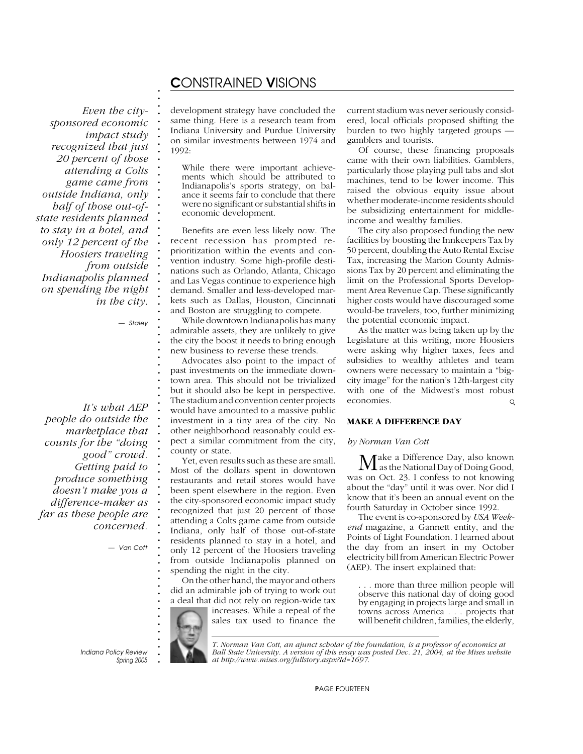*Even the city-sponsored economic impact study recognized that just 20 percent of those attending a Colts game came from outside Indiana, only half of those out-of-state residents planned to stay in a hotel, and only 12 percent of the Hoosiers traveling from outside Indianapolis planned on spending the night in the city.*

— Staley

*It's what AEP people do outside the marketplace that counts for the "doing good" crowd. Getting paid to produce something doesn't make you a difference-maker as far as these people are concerned.*

— Van Cott

development strategy have concluded the same thing. Here is a research team from Indiana University and Purdue University on similar investments between 1974 and 1992:

> While there were important achievements which should be attributed to Indianapolis's sports strategy, on balance it seems fair to conclude that there were no significant or substantial shifts in economic development.

Benefits are even less likely now. The recent recession has prompted reprioritization within the events and convention industry. Some high-profile destinations such as Orlando, Atlanta, Chicago and Las Vegas continue to experience high demand. Smaller and less-developed markets such as Dallas, Houston, Cincinnati and Boston are struggling to compete.

While downtown Indianapolis has many admirable assets, they are unlikely to give the city the boost it needs to bring enough new business to reverse these trends.

Advocates also point to the impact of past investments on the immediate downtown area. This should not be trivialized but it should also be kept in perspective. The stadium and convention center projects would have amounted to a massive public investment in a tiny area of the city. No other neighborhood reasonably could expect a similar commitment from the city, county or state.

Yet, even results such as these are small. Most of the dollars spent in downtown restaurants and retail stores would have been spent elsewhere in the region. Even the city-sponsored economic impact study recognized that just 20 percent of those attending a Colts game came from outside Indiana, only half of those out-of-state residents planned to stay in a hotel, and only 12 percent of the Hoosiers traveling from outside Indianapolis planned on spending the night in the city.

On the other hand, the mayor and others did an admirable job of trying to work out a deal that did not rely on region-wide tax increases. While a repeal of the sales tax used to finance the current stadium was never seriously considered, local officials proposed shifting the burden to two highly targeted groups — gamblers and tourists.

Of course, these financing proposals came with their own liabilities. Gamblers, particularly those playing pull tabs and slot machines, tend to be lower income. This raised the obvious equity issue about whether moderate-income residents should be subsidizing entertainment for middle-income and wealthy families.

The city also proposed funding the new facilities by boosting the Innkeepers Tax by 50 percent, doubling the Auto Rental Excise Tax, increasing the Marion County Admissions Tax by 20 percent and eliminating the limit on the Professional Sports Development Area Revenue Cap. These significantly higher costs would have discouraged some would-be travelers, too, further minimizing the potential economic impact.

As the matter was being taken up by the Legislature at this writing, more Hoosiers were asking why higher taxes, fees and subsidies to wealthy athletes and team owners were necessary to maintain a "big-city image" for the nation's 12th-largest city with one of the Midwest's most robust economies.

## MAKE A DIFFERENCE DAY

*by Norman Van Cott*

Make a Difference Day, also known as the National Day of Doing Good, was on Oct. 23. I confess to not knowing about the "day" until it was over. Nor did I know that it's been an annual event on the fourth Saturday in October since 1992.

The event is co-sponsored by *USA Weekend* magazine, a Gannett entity, and the Points of Light Foundation. I learned about the day from an insert in my October electricity bill from American Electric Power (AEP). The insert explained that:

> . . . more than three million people will observe this national day of doing good by engaging in projects large and small in towns across America . . . projects that will benefit children, families, the elderly,

*T. Norman Van Cott, an ajunct scholar of the foundation, is a professor of economics at Ball State University. A version of this essay was posted Dec. 21, 2004, at the Mises website at http://www.mises.org/fullstory.aspx?Id=1697.*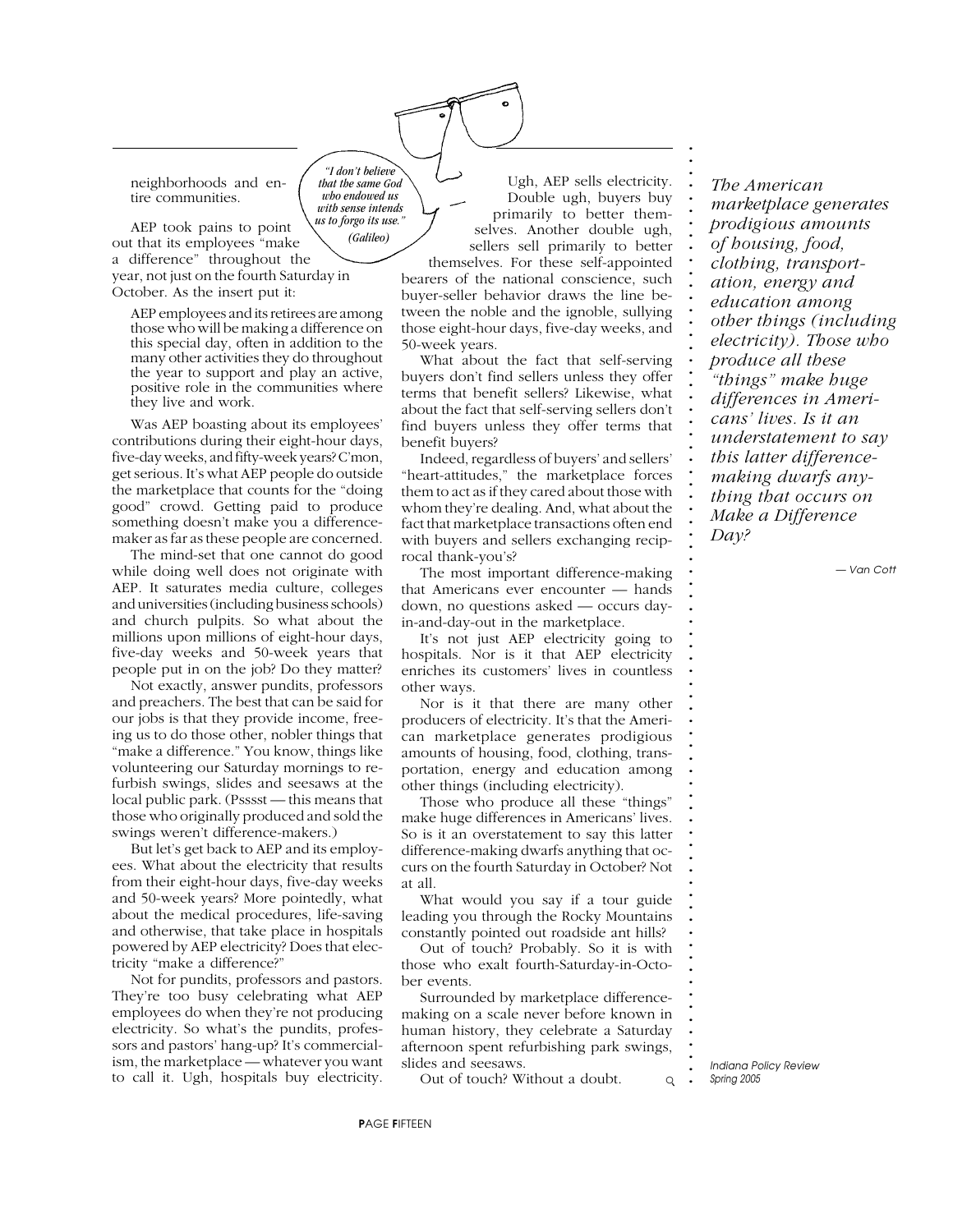neighborhoods and entire communities.

> "I don't believe that the same God who endowed us with sense intends us to forgo its use."
> (Galileo)

AEP took pains to point out that its employees "make a difference" throughout the year, not just on the fourth Saturday in October. As the insert put it:

> AEP employees and its retirees are among those who will be making a difference on this special day, often in addition to the many other activities they do throughout the year to support and play an active, positive role in the communities where they live and work.

Was AEP boasting about its employees' contributions during their eight-hour days, five-day weeks, and fifty-week years? C'mon, get serious. It's what AEP people do outside the marketplace that counts for the "doing good" crowd. Getting paid to produce something doesn't make you a difference-maker as far as these people are concerned.

The mind-set that one cannot do good while doing well does not originate with AEP. It saturates media culture, colleges and universities (including business schools) and church pulpits. So what about the millions upon millions of eight-hour days, five-day weeks and 50-week years that people put in on the job? Do they matter?

Not exactly, answer pundits, professors and preachers. The best that can be said for our jobs is that they provide income, freeing us to do those other, nobler things that "make a difference." You know, things like volunteering our Saturday mornings to refurbish swings, slides and seesaws at the local public park. (Psssst — this means that those who originally produced and sold the swings weren't difference-makers.)

But let's get back to AEP and its employees. What about the electricity that results from their eight-hour days, five-day weeks and 50-week years? More pointedly, what about the medical procedures, life-saving and otherwise, that take place in hospitals powered by AEP electricity? Does that electricity "make a difference?"

Not for pundits, professors and pastors. They're too busy celebrating what AEP employees do when they're not producing electricity. So what's the pundits, professors and pastors' hang-up? It's commercialism, the marketplace — whatever you want to call it. Ugh, hospitals buy electricity. Ugh, AEP sells electricity. Double ugh, buyers buy primarily to better themselves. Another double ugh, sellers sell primarily to better themselves. For these self-appointed bearers of the national conscience, such buyer-seller behavior draws the line between the noble and the ignoble, sullying those eight-hour days, five-day weeks, and 50-week years.

What about the fact that self-serving buyers don't find sellers unless they offer terms that benefit sellers? Likewise, what about the fact that self-serving sellers don't find buyers unless they offer terms that benefit buyers?

Indeed, regardless of buyers' and sellers' "heart-attitudes," the marketplace forces them to act as if they cared about those with whom they're dealing. And, what about the fact that marketplace transactions often end with buyers and sellers exchanging reciprocal thank-you's?

The most important difference-making that Americans ever encounter — hands down, no questions asked — occurs day-in-and-day-out in the marketplace.

It's not just AEP electricity going to hospitals. Nor is it that AEP electricity enriches its customers' lives in countless other ways.

Nor is it that there are many other producers of electricity. It's that the American marketplace generates prodigious amounts of housing, food, clothing, transportation, energy and education among other things (including electricity).

Those who produce all these "things" make huge differences in Americans' lives. So is it an overstatement to say this latter difference-making dwarfs anything that occurs on the fourth Saturday in October? Not at all.

What would you say if a tour guide leading you through the Rocky Mountains constantly pointed out roadside ant hills?

Out of touch? Probably. So it is with those who exalt fourth-Saturday-in-October events.

Surrounded by marketplace difference-making on a scale never before known in human history, they celebrate a Saturday afternoon spent refurbishing park swings, slides and seesaws.

Out of touch? Without a doubt.

*The American marketplace generates prodigious amounts of housing, food, clothing, transportation, energy and education among other things (including electricity). Those who produce all these "things" make huge differences in Americans' lives. Is it an understatement to say this latter difference-making dwarfs anything that occurs on Make a Difference Day?*

— Van Cott

*Indiana Policy Review Spring 2005*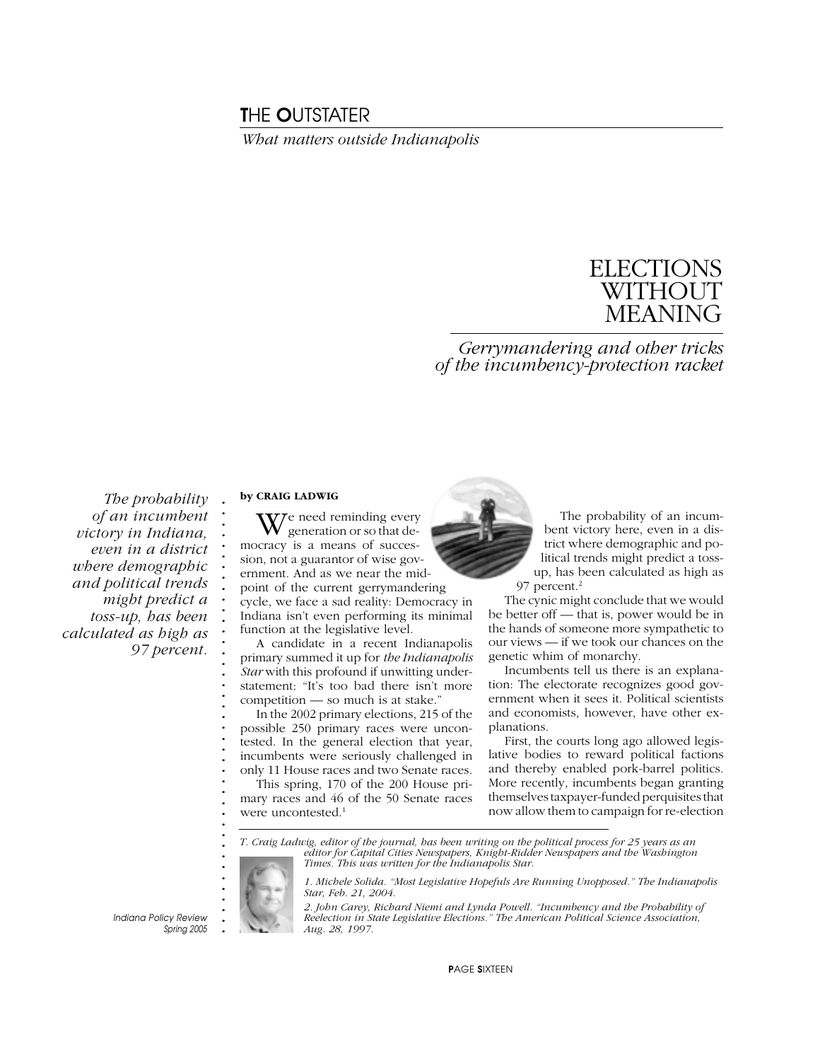# THE OUTSTATER

*What matters outside Indianapolis*

## ELECTIONS WITHOUT MEANING

*Gerrymandering and other tricks of the incumbency-protection racket*

*The probability of an incumbent victory in Indiana, even in a district where demographic and political trends might predict a toss-up, has been calculated as high as 97 percent.*

**by CRAIG LADWIG**

We need reminding every generation or so that democracy is a means of succession, not a guarantor of wise government. And as we near the midpoint of the current gerrymandering cycle, we face a sad reality: Democracy in Indiana isn't even performing its minimal function at the legislative level.

A candidate in a recent Indianapolis primary summed it up for *the Indianapolis Star* with this profound if unwitting understatement: "It's too bad there isn't more competition — so much is at stake."

In the 2002 primary elections, 215 of the possible 250 primary races were uncontested. In the general election that year, incumbents were seriously challenged in only 11 House races and two Senate races.

This spring, 170 of the 200 House primary races and 46 of the 50 Senate races were uncontested.[1]

The probability of an incumbent victory here, even in a district where demographic and political trends might predict a toss-up, has been calculated as high as 97 percent.[2]

The cynic might conclude that we would be better off — that is, power would be in the hands of someone more sympathetic to our views — if we took our chances on the genetic whim of monarchy.

Incumbents tell us there is an explanation: The electorate recognizes good government when it sees it. Political scientists and economists, however, have other explanations.

First, the courts long ago allowed legislative bodies to reward political factions and thereby enabled pork-barrel politics. More recently, incumbents began granting themselves taxpayer-funded perquisites that now allow them to campaign for re-election

*T. Craig Ladwig, editor of the journal, has been writing on the political process for 25 years as an editor for Capital Cities Newspapers, Knight-Ridder Newspapers and the Washington Times. This was written for the Indianapolis Star.*

*1. Michele Solida. "Most Legislative Hopefuls Are Running Unopposed." The Indianapolis Star, Feb. 21, 2004.*

*2. John Carey, Richard Niemi and Lynda Powell. "Incumbency and the Probability of Reelection in State Legislative Elections." The American Political Science Association, Aug. 28, 1997.*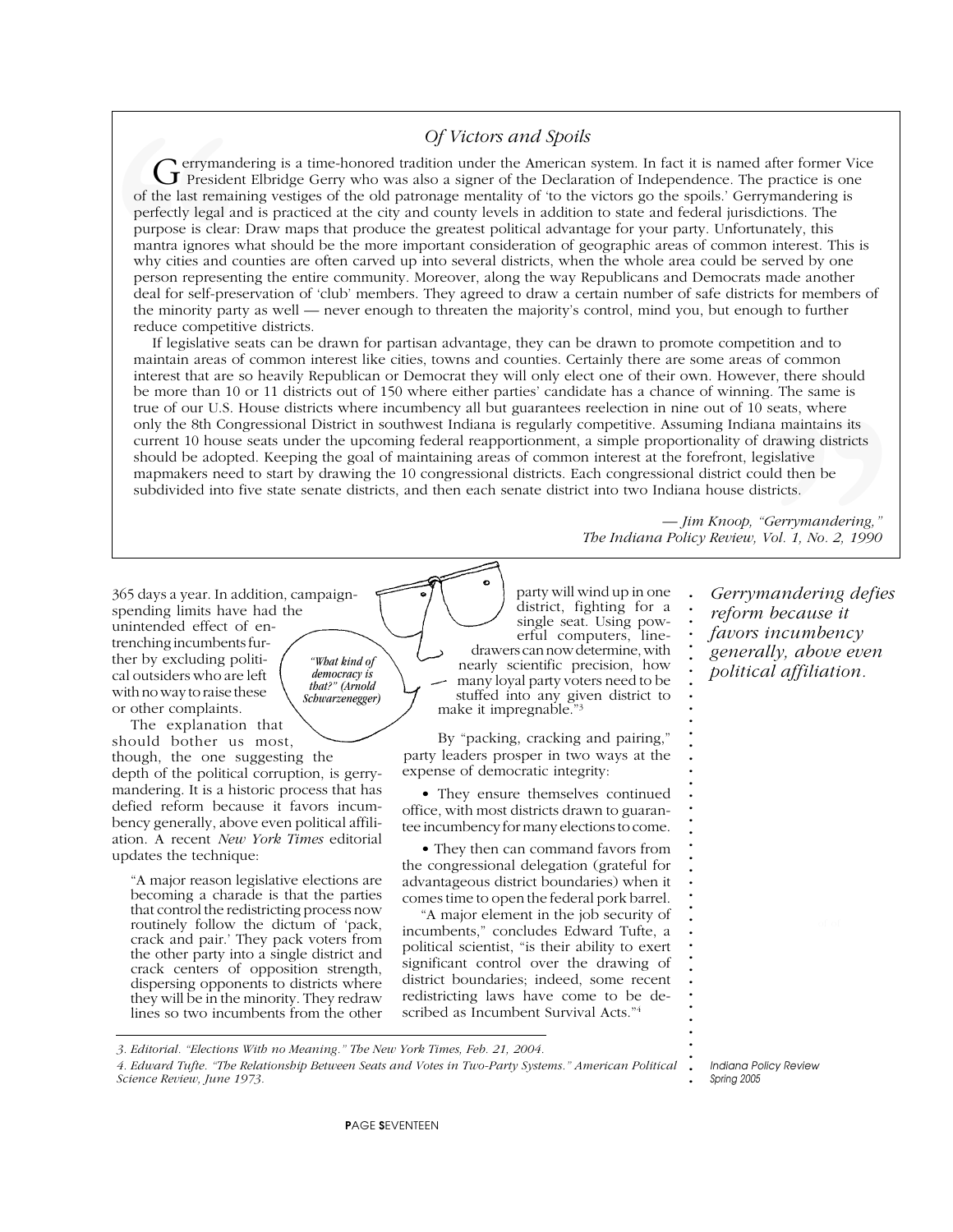### *Of Victors and Spoils*

Gerrymandering is a time-honored tradition under the American system. In fact it is named after former Vice President Elbridge Gerry who was also a signer of the Declaration of Independence. The practice is one of the last remaining vestiges of the old patronage mentality of 'to the victors go the spoils.' Gerrymandering is perfectly legal and is practiced at the city and county levels in addition to state and federal jurisdictions. The purpose is clear: Draw maps that produce the greatest political advantage for your party. Unfortunately, this mantra ignores what should be the more important consideration of geographic areas of common interest. This is why cities and counties are often carved up into several districts, when the whole area could be served by one person representing the entire community. Moreover, along the way Republicans and Democrats made another deal for self-preservation of 'club' members. They agreed to draw a certain number of safe districts for members of the minority party as well — never enough to threaten the majority's control, mind you, but enough to further reduce competitive districts.

If legislative seats can be drawn for partisan advantage, they can be drawn to promote competition and to maintain areas of common interest like cities, towns and counties. Certainly there are some areas of common interest that are so heavily Republican or Democrat they will only elect one of their own. However, there should be more than 10 or 11 districts out of 150 where either parties' candidate has a chance of winning. The same is true of our U.S. House districts where incumbency all but guarantees reelection in nine out of 10 seats, where only the 8th Congressional District in southwest Indiana is regularly competitive. Assuming Indiana maintains its current 10 house seats under the upcoming federal reapportionment, a simple proportionality of drawing districts should be adopted. Keeping the goal of maintaining areas of common interest at the forefront, legislative mapmakers need to start by drawing the 10 congressional districts. Each congressional district could then be subdivided into five state senate districts, and then each senate district into two Indiana house districts.

*— Jim Knoop, "Gerrymandering," The Indiana Policy Review, Vol. 1, No. 2, 1990*

---

365 days a year. In addition, campaign-spending limits have had the unintended effect of entrenching incumbents further by excluding political outsiders who are left with no way to raise these or other complaints.

*"What kind of democracy is that?" (Arnold Schwarzenegger)*

The explanation that should bother us most, though, the one suggesting the depth of the political corruption, is gerrymandering. It is a historic process that has defied reform because it favors incumbency generally, above even political affiliation. A recent *New York Times* editorial updates the technique:

> "A major reason legislative elections are becoming a charade is that the parties that control the redistricting process now routinely follow the dictum of 'pack, crack and pair.' They pack voters from the other party into a single district and crack centers of opposition strength, dispersing opponents to districts where they will be in the minority. They redraw lines so two incumbents from the other party will wind up in one district, fighting for a single seat. Using powerful computers, line-drawers can now determine, with nearly scientific precision, how many loyal party voters need to be stuffed into any given district to make it impregnable."[3]

By "packing, cracking and pairing," party leaders prosper in two ways at the expense of democratic integrity:

- They ensure themselves continued office, with most districts drawn to guarantee incumbency for many elections to come.
- They then can command favors from the congressional delegation (grateful for advantageous district boundaries) when it comes time to open the federal pork barrel.

"A major element in the job security of incumbents," concludes Edward Tufte, a political scientist, "is their ability to exert significant control over the drawing of district boundaries; indeed, some recent redistricting laws have come to be described as Incumbent Survival Acts."[4]

*Gerrymandering defies reform because it favors incumbency generally, above even political affiliation.*

---

*3. Editorial. "Elections With no Meaning." The New York Times, Feb. 21, 2004.*

*4. Edward Tufte. "The Relationship Between Seats and Votes in Two-Party Systems." American Political Science Review, June 1973.*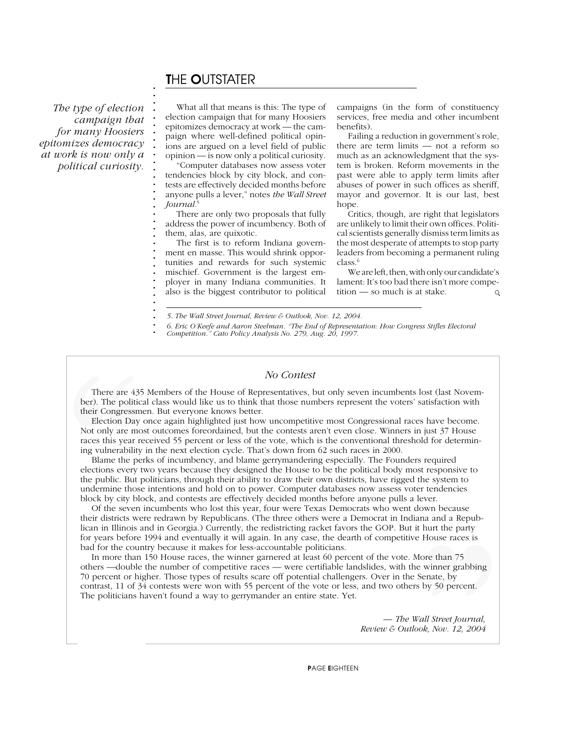*The type of election campaign that for many Hoosiers epitomizes democracy at work is now only a political curiosity.*

What all that means is this: The type of election campaign that for many Hoosiers epitomizes democracy at work — the campaign where well-defined political opinions are argued on a level field of public opinion — is now only a political curiosity.

"Computer databases now assess voter tendencies block by city block, and contests are effectively decided months before anyone pulls a lever," notes *the Wall Street Journal*.[5]

There are only two proposals that fully address the power of incumbency. Both of them, alas, are quixotic.

The first is to reform Indiana government en masse. This would shrink opportunities and rewards for such systemic mischief. Government is the largest employer in many Indiana communities. It also is the biggest contributor to political campaigns (in the form of constituency services, free media and other incumbent benefits).

Failing a reduction in government's role, there are term limits — not a reform so much as an acknowledgment that the system is broken. Reform movements in the past were able to apply term limits after abuses of power in such offices as sheriff, mayor and governor. It is our last, best hope.

Critics, though, are right that legislators are unlikely to limit their own offices. Political scientists generally dismiss term limits as the most desperate of attempts to stop party leaders from becoming a permanent ruling class.[6]

We are left, then, with only our candidate's lament: It's too bad there isn't more competition — so much is at stake.

5. *The Wall Street Journal, Review & Outlook, Nov. 12, 2004.*

6. *Eric O'Keefe and Aaron Steelman. "The End of Representation: How Congress Stifles Electoral Competition." Cato Policy Analysis No. 279, Aug. 20, 1997.*

### *No Contest*

There are 435 Members of the House of Representatives, but only seven incumbents lost (last November). The political class would like us to think that those numbers represent the voters' satisfaction with their Congressmen. But everyone knows better.

Election Day once again highlighted just how uncompetitive most Congressional races have become. Not only are most outcomes foreordained, but the contests aren't even close. Winners in just 37 House races this year received 55 percent or less of the vote, which is the conventional threshold for determining vulnerability in the next election cycle. That's down from 62 such races in 2000.

Blame the perks of incumbency, and blame gerrymandering especially. The Founders required elections every two years because they designed the House to be the political body most responsive to the public. But politicians, through their ability to draw their own districts, have rigged the system to undermine those intentions and hold on to power. Computer databases now assess voter tendencies block by city block, and contests are effectively decided months before anyone pulls a lever.

Of the seven incumbents who lost this year, four were Texas Democrats who went down because their districts were redrawn by Republicans. (The three others were a Democrat in Indiana and a Republican in Illinois and in Georgia.) Currently, the redistricting racket favors the GOP. But it hurt the party for years before 1994 and eventually it will again. In any case, the dearth of competitive House races is bad for the country because it makes for less-accountable politicians.

In more than 150 House races, the winner garnered at least 60 percent of the vote. More than 75 others —double the number of competitive races — were certifiable landslides, with the winner grabbing 70 percent or higher. Those types of results scare off potential challengers. Over in the Senate, by contrast, 11 of 34 contests were won with 55 percent of the vote or less, and two others by 50 percent. The politicians haven't found a way to gerrymander an entire state. Yet.

— *The Wall Street Journal, Review & Outlook, Nov. 12, 2004*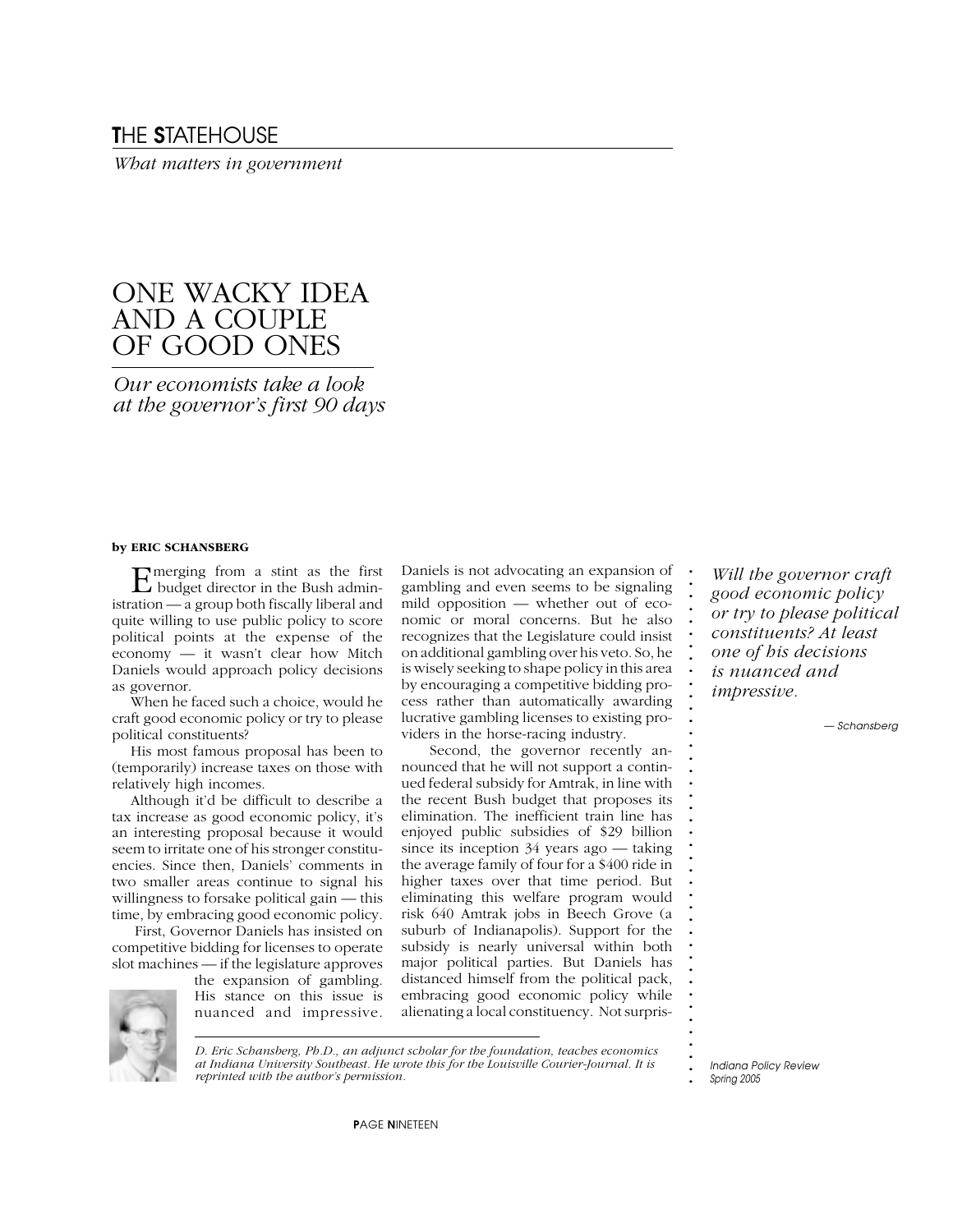## THE STATEHOUSE

*What matters in government*

# ONE WACKY IDEA AND A COUPLE OF GOOD ONES

*Our economists take a look at the governor's first 90 days*

**by ERIC SCHANSBERG**

Emerging from a stint as the first budget director in the Bush administration — a group both fiscally liberal and quite willing to use public policy to score political points at the expense of the economy — it wasn't clear how Mitch Daniels would approach policy decisions as governor.

When he faced such a choice, would he craft good economic policy or try to please political constituents?

His most famous proposal has been to (temporarily) increase taxes on those with relatively high incomes.

Although it'd be difficult to describe a tax increase as good economic policy, it's an interesting proposal because it would seem to irritate one of his stronger constituencies. Since then, Daniels' comments in two smaller areas continue to signal his willingness to forsake political gain — this time, by embracing good economic policy.

First, Governor Daniels has insisted on competitive bidding for licenses to operate slot machines — if the legislature approves the expansion of gambling. His stance on this issue is nuanced and impressive. Daniels is not advocating an expansion of gambling and even seems to be signaling mild opposition — whether out of economic or moral concerns. But he also recognizes that the Legislature could insist on additional gambling over his veto. So, he is wisely seeking to shape policy in this area by encouraging a competitive bidding process rather than automatically awarding lucrative gambling licenses to existing providers in the horse-racing industry.

Second, the governor recently announced that he will not support a continued federal subsidy for Amtrak, in line with the recent Bush budget that proposes its elimination. The inefficient train line has enjoyed public subsidies of $29 billion since its inception 34 years ago — taking the average family of four for a $400 ride in higher taxes over that time period. But eliminating this welfare program would risk 640 Amtrak jobs in Beech Grove (a suburb of Indianapolis). Support for the subsidy is nearly universal within both major political parties. But Daniels has distanced himself from the political pack, embracing good economic policy while alienating a local constituency. Not surpris-

> *Will the governor craft good economic policy or try to please political constituents? At least one of his decisions is nuanced and impressive.*
>
> — Schansberg

*D. Eric Schansberg, Ph.D., an adjunct scholar for the foundation, teaches economics at Indiana University Southeast. He wrote this for the Louisville Courier-Journal. It is reprinted with the author's permission.*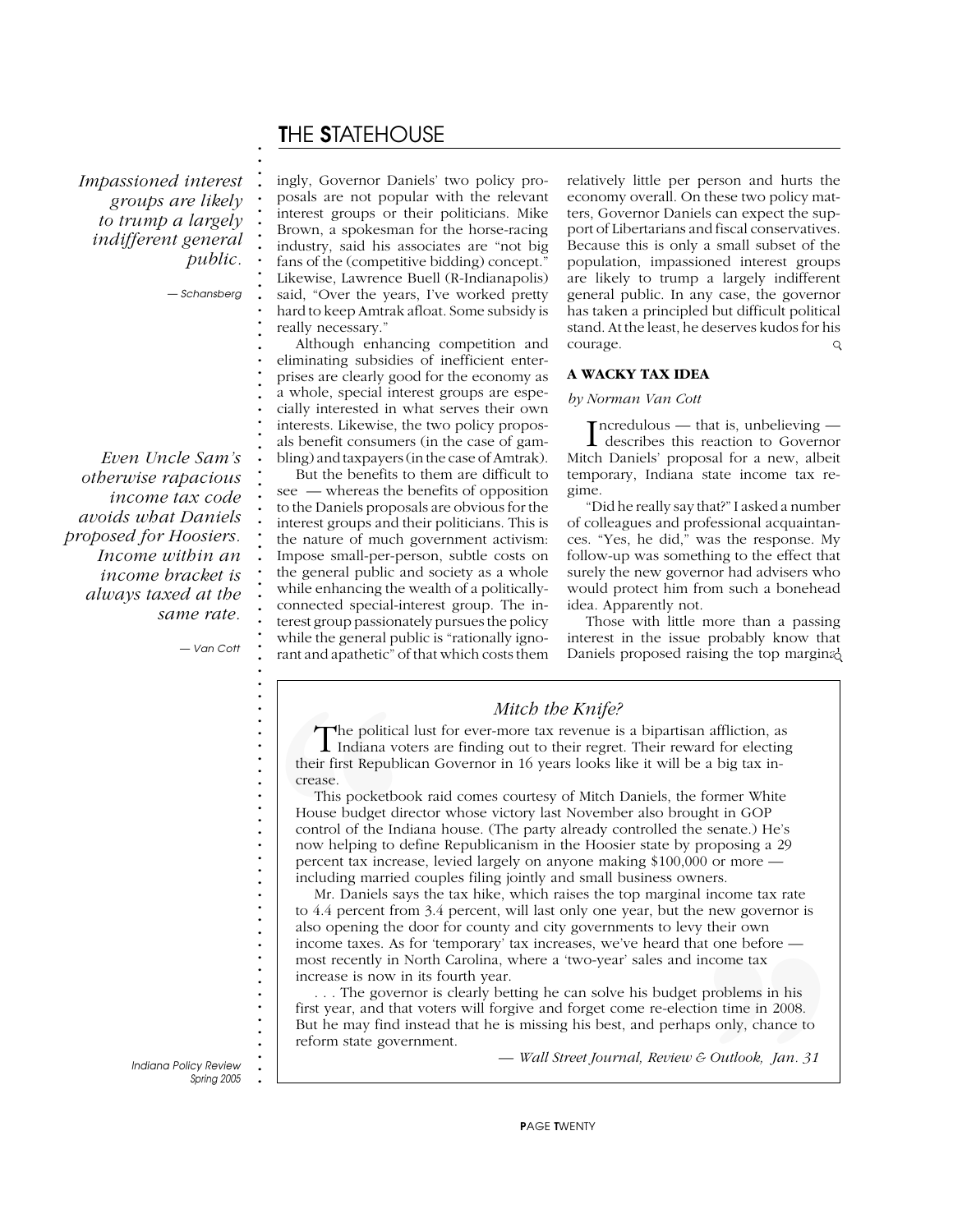*Impassioned interest groups are likely to trump a largely indifferent general public.*

*— Schansberg*

*Even Uncle Sam's otherwise rapacious income tax code avoids what Daniels proposed for Hoosiers. Income within an income bracket is always taxed at the same rate.*

*— Van Cott*

ingly, Governor Daniels' two policy proposals are not popular with the relevant interest groups or their politicians. Mike Brown, a spokesman for the horse-racing industry, said his associates are "not big fans of the (competitive bidding) concept." Likewise, Lawrence Buell (R-Indianapolis) said, "Over the years, I've worked pretty hard to keep Amtrak afloat. Some subsidy is really necessary."

Although enhancing competition and eliminating subsidies of inefficient enterprises are clearly good for the economy as a whole, special interest groups are especially interested in what serves their own interests. Likewise, the two policy proposals benefit consumers (in the case of gambling) and taxpayers (in the case of Amtrak).

But the benefits to them are difficult to see — whereas the benefits of opposition to the Daniels proposals are obvious for the interest groups and their politicians. This is the nature of much government activism: Impose small-per-person, subtle costs on the general public and society as a whole while enhancing the wealth of a politically-connected special-interest group. The interest group passionately pursues the policy while the general public is "rationally ignorant and apathetic" of that which costs them relatively little per person and hurts the economy overall. On these two policy matters, Governor Daniels can expect the support of Libertarians and fiscal conservatives. Because this is only a small subset of the population, impassioned interest groups are likely to trump a largely indifferent general public. In any case, the governor has taken a principled but difficult political stand. At the least, he deserves kudos for his courage.

### A WACKY TAX IDEA

*by Norman Van Cott*

Incredulous — that is, unbelieving — describes this reaction to Governor Mitch Daniels' proposal for a new, albeit temporary, Indiana state income tax regime.

"Did he really say that?" I asked a number of colleagues and professional acquaintances. "Yes, he did," was the response. My follow-up was something to the effect that surely the new governor had advisers who would protect him from such a bonehead idea. Apparently not.

Those with little more than a passing interest in the issue probably know that Daniels proposed raising the top marginal

---

### *Mitch the Knife?*

The political lust for ever-more tax revenue is a bipartisan affliction, as Indiana voters are finding out to their regret. Their reward for electing their first Republican Governor in 16 years looks like it will be a big tax increase.

This pocketbook raid comes courtesy of Mitch Daniels, the former White House budget director whose victory last November also brought in GOP control of the Indiana house. (The party already controlled the senate.) He's now helping to define Republicanism in the Hoosier state by proposing a 29 percent tax increase, levied largely on anyone making $100,000 or more — including married couples filing jointly and small business owners.

Mr. Daniels says the tax hike, which raises the top marginal income tax rate to 4.4 percent from 3.4 percent, will last only one year, but the new governor is also opening the door for county and city governments to levy their own income taxes. As for 'temporary' tax increases, we've heard that one before — most recently in North Carolina, where a 'two-year' sales and income tax increase is now in its fourth year.

. . . The governor is clearly betting he can solve his budget problems in his first year, and that voters will forgive and forget come re-election time in 2008. But he may find instead that he is missing his best, and perhaps only, chance to reform state government.

*— Wall Street Journal, Review & Outlook, Jan. 31*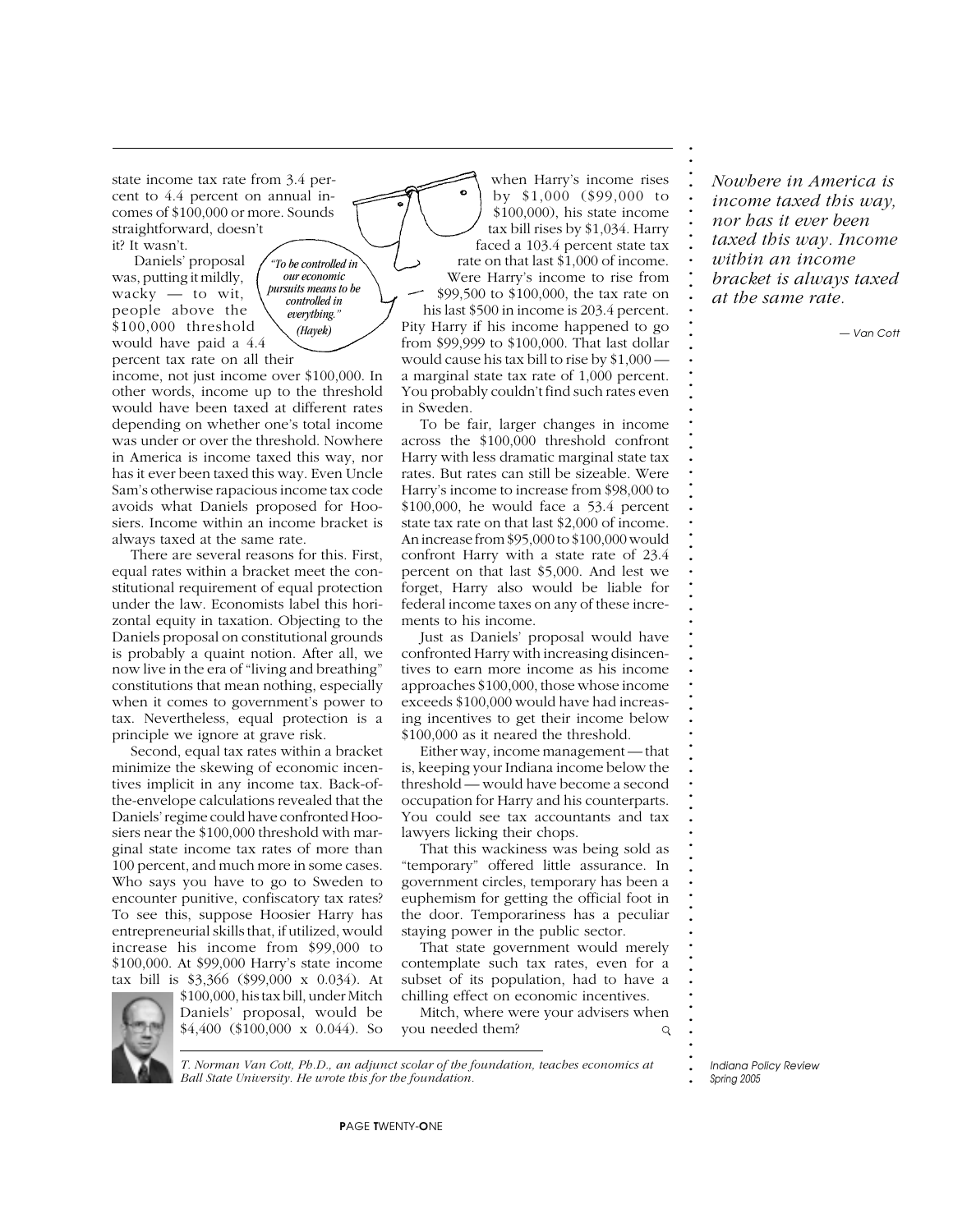state income tax rate from 3.4 percent to 4.4 percent on annual incomes of $100,000 or more. Sounds straightforward, doesn't it? It wasn't.

*"To be controlled in our economic pursuits means to be controlled in everything." (Hayek)*

Daniels' proposal was, putting it mildly, wacky — to wit, people above the $100,000 threshold would have paid a 4.4 percent tax rate on all their income, not just income over $100,000. In other words, income up to the threshold would have been taxed at different rates depending on whether one's total income was under or over the threshold. Nowhere in America is income taxed this way, nor has it ever been taxed this way. Even Uncle Sam's otherwise rapacious income tax code avoids what Daniels proposed for Hoosiers. Income within an income bracket is always taxed at the same rate.

There are several reasons for this. First, equal rates within a bracket meet the constitutional requirement of equal protection under the law. Economists label this horizontal equity in taxation. Objecting to the Daniels proposal on constitutional grounds is probably a quaint notion. After all, we now live in the era of "living and breathing" constitutions that mean nothing, especially when it comes to government's power to tax. Nevertheless, equal protection is a principle we ignore at grave risk.

Second, equal tax rates within a bracket minimize the skewing of economic incentives implicit in any income tax. Back-of-the-envelope calculations revealed that the Daniels' regime could have confronted Hoosiers near the $100,000 threshold with marginal state income tax rates of more than 100 percent, and much more in some cases. Who says you have to go to Sweden to encounter punitive, confiscatory tax rates? To see this, suppose Hoosier Harry has entrepreneurial skills that, if utilized, would increase his income from $99,000 to $100,000. At $99,000 Harry's state income tax bill is $3,366 ($99,000 x 0.034). At $100,000, his tax bill, under Mitch Daniels' proposal, would be $4,400 ($100,000 x 0.044). So when Harry's income rises by $1,000 ($99,000 to $100,000), his state income tax bill rises by $1,034. Harry faced a 103.4 percent state tax rate on that last $1,000 of income. Were Harry's income to rise from $99,500 to $100,000, the tax rate on his last $500 in income is 203.4 percent. Pity Harry if his income happened to go from $99,999 to $100,000. That last dollar would cause his tax bill to rise by $1,000 — a marginal state tax rate of 1,000 percent. You probably couldn't find such rates even in Sweden.

To be fair, larger changes in income across the $100,000 threshold confront Harry with less dramatic marginal state tax rates. But rates can still be sizeable. Were Harry's income to increase from $98,000 to $100,000, he would face a 53.4 percent state tax rate on that last $2,000 of income. An increase from $95,000 to $100,000 would confront Harry with a state rate of 23.4 percent on that last $5,000. And lest we forget, Harry also would be liable for federal income taxes on any of these increments to his income.

Just as Daniels' proposal would have confronted Harry with increasing disincentives to earn more income as his income approaches $100,000, those whose income exceeds $100,000 would have had increasing incentives to get their income below $100,000 as it neared the threshold.

Either way, income management — that is, keeping your Indiana income below the threshold — would have become a second occupation for Harry and his counterparts. You could see tax accountants and tax lawyers licking their chops.

That this wackiness was being sold as "temporary" offered little assurance. In government circles, temporary has been a euphemism for getting the official foot in the door. Temporariness has a peculiar staying power in the public sector.

That state government would merely contemplate such tax rates, even for a subset of its population, had to have a chilling effect on economic incentives.

Mitch, where were your advisers when you needed them?

*T. Norman Van Cott, Ph.D., an adjunct scolar of the foundation, teaches economics at Ball State University. He wrote this for the foundation.*

*Nowhere in America is income taxed this way, nor has it ever been taxed this way. Income within an income bracket is always taxed at the same rate.*

— Van Cott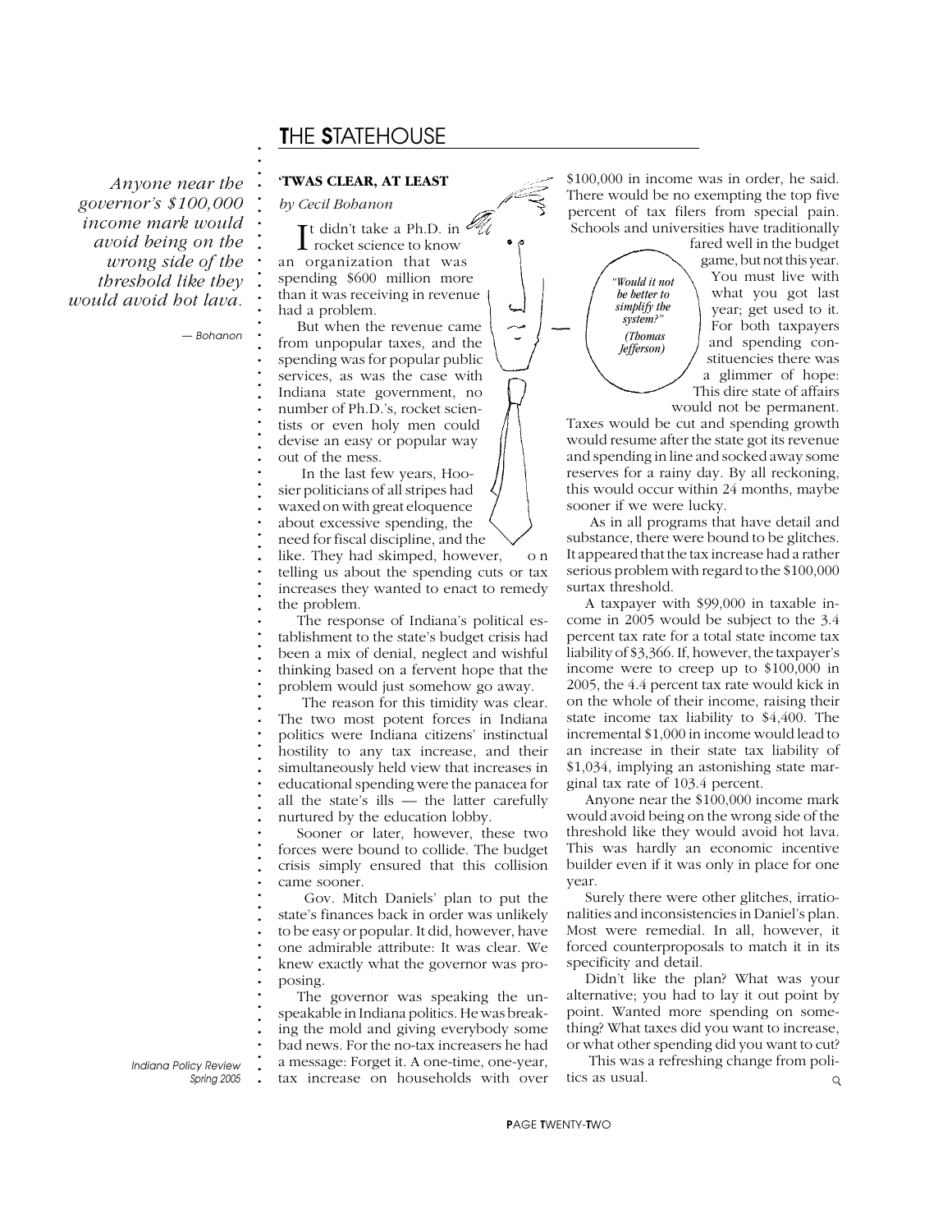## THE STATEHOUSE

*Anyone near the governor's $100,000 income mark would avoid being on the wrong side of the threshold like they would avoid hot lava.*

— Bohanon

### 'TWAS CLEAR, AT LEAST

*by Cecil Bohanon*

It didn't take a Ph.D. in rocket science to know an organization that was spending $600 million more than it was receiving in revenue had a problem.

But when the revenue came from unpopular taxes, and the spending was for popular public services, as was the case with Indiana state government, no number of Ph.D.'s, rocket scientists or even holy men could devise an easy or popular way out of the mess.

In the last few years, Hoosier politicians of all stripes had waxed on with great eloquence about excessive spending, the need for fiscal discipline, and the like. They had skimped, however, on telling us about the spending cuts or tax increases they wanted to enact to remedy the problem.

The response of Indiana's political establishment to the state's budget crisis had been a mix of denial, neglect and wishful thinking based on a fervent hope that the problem would just somehow go away.

The reason for this timidity was clear. The two most potent forces in Indiana politics were Indiana citizens' instinctual hostility to any tax increase, and their simultaneously held view that increases in educational spending were the panacea for all the state's ills — the latter carefully nurtured by the education lobby.

Sooner or later, however, these two forces were bound to collide. The budget crisis simply ensured that this collision came sooner.

Gov. Mitch Daniels' plan to put the state's finances back in order was unlikely to be easy or popular. It did, however, have one admirable attribute: It was clear. We knew exactly what the governor was proposing.

The governor was speaking the unspeakable in Indiana politics. He was breaking the mold and giving everybody some bad news. For the no-tax increasers he had a message: Forget it. A one-time, one-year, tax increase on households with over $100,000 in income was in order, he said. There would be no exempting the top five percent of tax filers from special pain. Schools and universities have traditionally fared well in the budget game, but not this year. You must live with what you got last year; get used to it. For both taxpayers and spending constituencies there was a glimmer of hope: This dire state of affairs would not be permanent. Taxes would be cut and spending growth would resume after the state got its revenue and spending in line and socked away some reserves for a rainy day. By all reckoning, this would occur within 24 months, maybe sooner if we were lucky.

*"Would it not be better to simplify the system?" (Thomas Jefferson)*

As in all programs that have detail and substance, there were bound to be glitches. It appeared that the tax increase had a rather serious problem with regard to the $100,000 surtax threshold.

A taxpayer with $99,000 in taxable income in 2005 would be subject to the 3.4 percent tax rate for a total state income tax liability of $3,366. If, however, the taxpayer's income were to creep up to $100,000 in 2005, the 4.4 percent tax rate would kick in on the whole of their income, raising their state income tax liability to $4,400. The incremental $1,000 in income would lead to an increase in their state tax liability of $1,034, implying an astonishing state marginal tax rate of 103.4 percent.

Anyone near the $100,000 income mark would avoid being on the wrong side of the threshold like they would avoid hot lava. This was hardly an economic incentive builder even if it was only in place for one year.

Surely there were other glitches, irrationalities and inconsistencies in Daniel's plan. Most were remedial. In all, however, it forced counterproposals to match it in its specificity and detail.

Didn't like the plan? What was your alternative; you had to lay it out point by point. Wanted more spending on something? What taxes did you want to increase, or what other spending did you want to cut?

This was a refreshing change from politics as usual.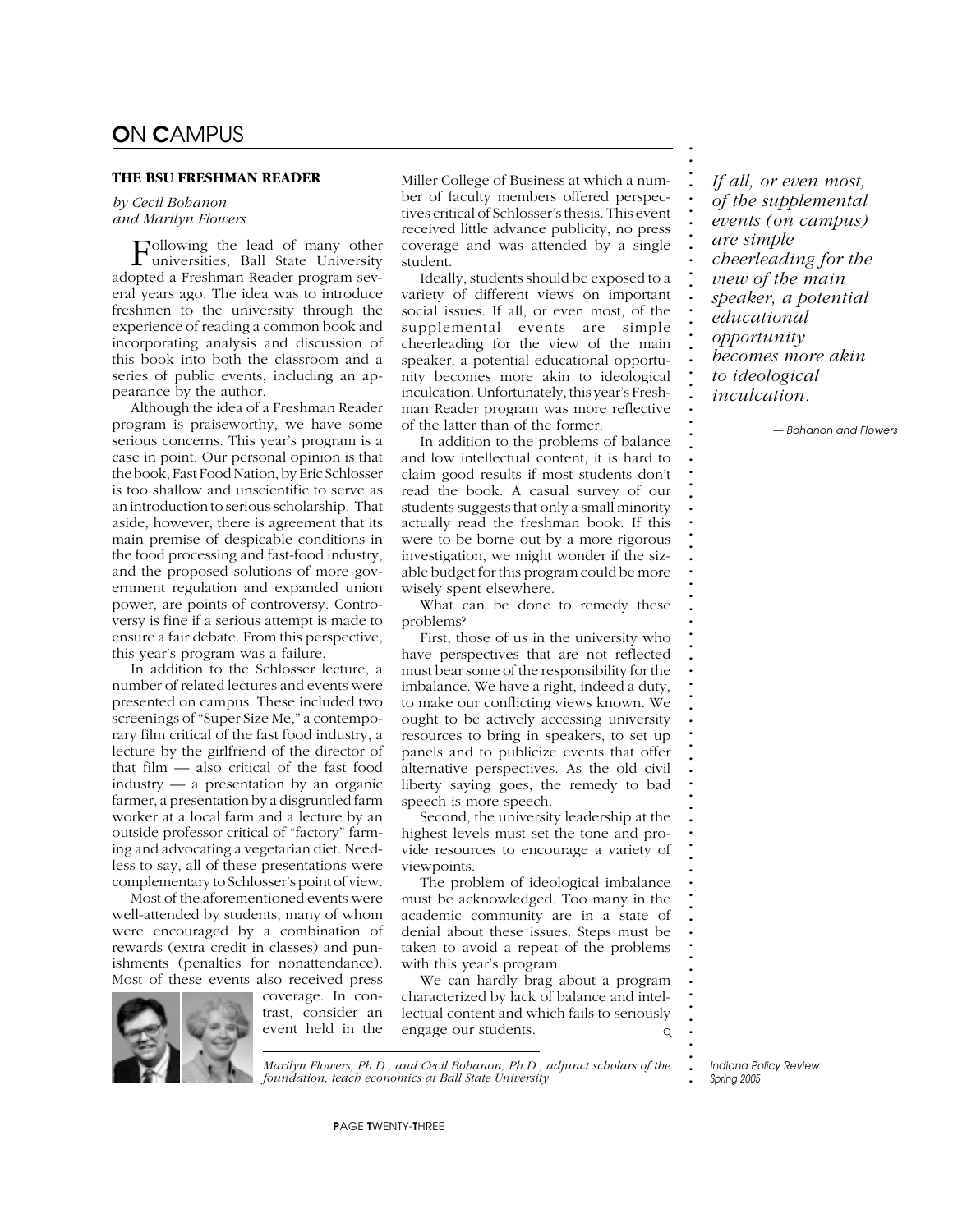## On Campus

### THE BSU FRESHMAN READER

*by Cecil Bohanon and Marilyn Flowers*

Following the lead of many other universities, Ball State University adopted a Freshman Reader program several years ago. The idea was to introduce freshmen to the university through the experience of reading a common book and incorporating analysis and discussion of this book into both the classroom and a series of public events, including an appearance by the author.

Although the idea of a Freshman Reader program is praiseworthy, we have some serious concerns. This year's program is a case in point. Our personal opinion is that the book, Fast Food Nation, by Eric Schlosser is too shallow and unscientific to serve as an introduction to serious scholarship. That aside, however, there is agreement that its main premise of despicable conditions in the food processing and fast-food industry, and the proposed solutions of more government regulation and expanded union power, are points of controversy. Controversy is fine if a serious attempt is made to ensure a fair debate. From this perspective, this year's program was a failure.

In addition to the Schlosser lecture, a number of related lectures and events were presented on campus. These included two screenings of "Super Size Me," a contemporary film critical of the fast food industry, a lecture by the girlfriend of the director of that film — also critical of the fast food industry — a presentation by an organic farmer, a presentation by a disgruntled farm worker at a local farm and a lecture by an outside professor critical of "factory" farming and advocating a vegetarian diet. Needless to say, all of these presentations were complementary to Schlosser's point of view.

Most of the aforementioned events were well-attended by students, many of whom were encouraged by a combination of rewards (extra credit in classes) and punishments (penalties for nonattendance). Most of these events also received press coverage. In contrast, consider an event held in the Miller College of Business at which a number of faculty members offered perspectives critical of Schlosser's thesis. This event received little advance publicity, no press coverage and was attended by a single student.

Ideally, students should be exposed to a variety of different views on important social issues. If all, or even most, of the supplemental events are simple cheerleading for the view of the main speaker, a potential educational opportunity becomes more akin to ideological inculcation. Unfortunately, this year's Freshman Reader program was more reflective of the latter than of the former.

> *If all, or even most, of the supplemental events (on campus) are simple cheerleading for the view of the main speaker, a potential educational opportunity becomes more akin to ideological inculcation.*
>
> — Bohanon and Flowers

In addition to the problems of balance and low intellectual content, it is hard to claim good results if most students don't read the book. A casual survey of our students suggests that only a small minority actually read the freshman book. If this were to be borne out by a more rigorous investigation, we might wonder if the sizable budget for this program could be more wisely spent elsewhere.

What can be done to remedy these problems?

First, those of us in the university who have perspectives that are not reflected must bear some of the responsibility for the imbalance. We have a right, indeed a duty, to make our conflicting views known. We ought to be actively accessing university resources to bring in speakers, to set up panels and to publicize events that offer alternative perspectives. As the old civil liberty saying goes, the remedy to bad speech is more speech.

Second, the university leadership at the highest levels must set the tone and provide resources to encourage a variety of viewpoints.

The problem of ideological imbalance must be acknowledged. Too many in the academic community are in a state of denial about these issues. Steps must be taken to avoid a repeat of the problems with this year's program.

We can hardly brag about a program characterized by lack of balance and intellectual content and which fails to seriously engage our students.

*Marilyn Flowers, Ph.D., and Cecil Bohanon, Ph.D., adjunct scholars of the foundation, teach economics at Ball State University.*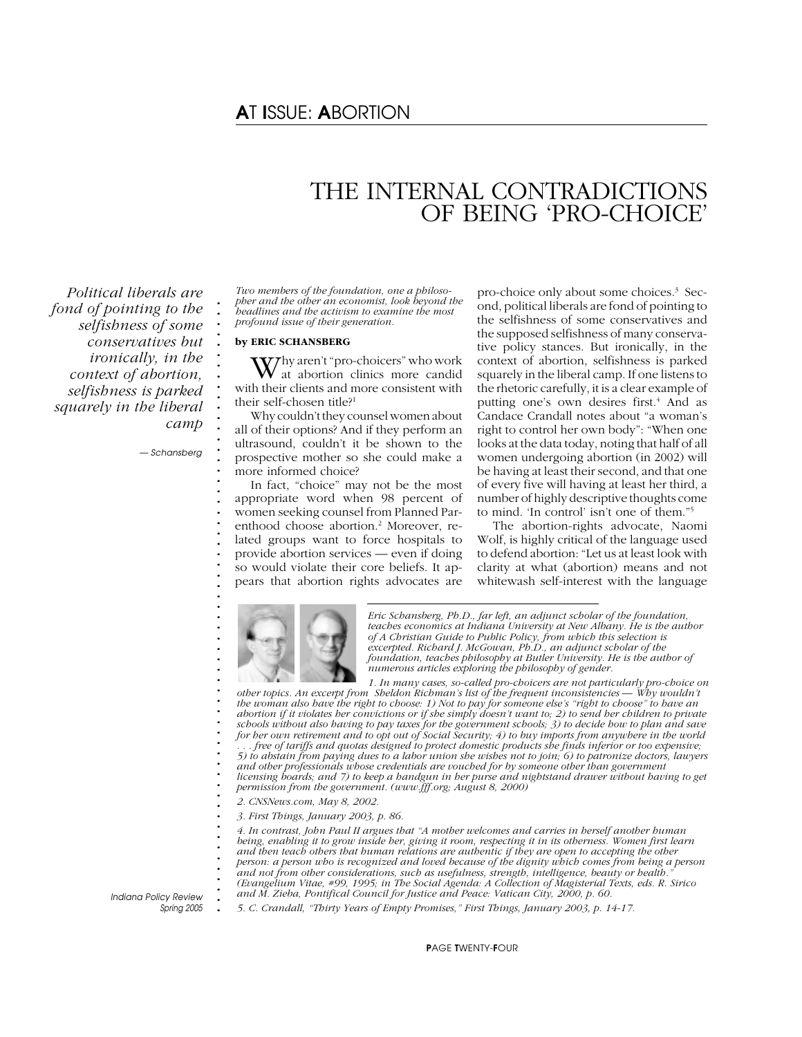## AT ISSUE: ABORTION

# THE INTERNAL CONTRADICTIONS OF BEING 'PRO-CHOICE'

*Political liberals are fond of pointing to the selfishness of some conservatives but ironically, in the context of abortion, selfishness is parked squarely in the liberal camp*

*— Schansberg*

*Two members of the foundation, one a philosopher and the other an economist, look beyond the headlines and the activism to examine the most profound issue of their generation.*

**by ERIC SCHANSBERG**

Why aren't "pro-choicers" who work at abortion clinics more candid with their clients and more consistent with their self-chosen title?[1]

Why couldn't they counsel women about all of their options? And if they perform an ultrasound, couldn't it be shown to the prospective mother so she could make a more informed choice?

In fact, "choice" may not be the most appropriate word when 98 percent of women seeking counsel from Planned Parenthood choose abortion.[2] Moreover, related groups want to force hospitals to provide abortion services — even if doing so would violate their core beliefs. It appears that abortion rights advocates are pro-choice only about some choices.[3] Second, political liberals are fond of pointing to the selfishness of some conservatives and the supposed selfishness of many conservative policy stances. But ironically, in the context of abortion, selfishness is parked squarely in the liberal camp. If one listens to the rhetoric carefully, it is a clear example of putting one's own desires first.[4] And as Candace Crandall notes about "a woman's right to control her own body": "When one looks at the data today, noting that half of all women undergoing abortion (in 2002) will be having at least their second, and that one of every five will having at least her third, a number of highly descriptive thoughts come to mind. 'In control' isn't one of them."[5]

The abortion-rights advocate, Naomi Wolf, is highly critical of the language used to defend abortion: "Let us at least look with clarity at what (abortion) means and not whitewash self-interest with the language

*Eric Schansberg, Ph.D., far left, an adjunct scholar of the foundation, teaches economics at Indiana University at New Albany. He is the author of A Christian Guide to Public Policy, from which this selection is excerpted. Richard J. McGowan, Ph.D., an adjunct scholar of the foundation, teaches philosophy at Butler University. He is the author of numerous articles exploring the philosophy of gender.*

*1. In many cases, so-called pro-choicers are not particularly pro-choice on other topics. An excerpt from Sheldon Richman's list of the frequent inconsistencies — Why wouldn't the woman also have the right to choose: 1) Not to pay for someone else's "right to choose" to have an abortion if it violates her convictions or if she simply doesn't want to; 2) to send her children to private schools without also having to pay taxes for the government schools; 3) to decide how to plan and save for her own retirement and to opt out of Social Security; 4) to buy imports from anywhere in the world . . . free of tariffs and quotas designed to protect domestic products she finds inferior or too expensive; 5) to abstain from paying dues to a labor union she wishes not to join; 6) to patronize doctors, lawyers and other professionals whose credentials are vouched for by someone other than government licensing boards; and 7) to keep a handgun in her purse and nightstand drawer without having to get permission from the government. (www.fff.org; August 8, 2000)*

*2. CNSNews.com, May 8, 2002.*

*3. First Things, January 2003, p. 86.*

*4. In contrast, John Paul II argues that "A mother welcomes and carries in herself another human being, enabling it to grow inside her, giving it room, respecting it in its otherness. Women first learn and then teach others that human relations are authentic if they are open to accepting the other person: a person who is recognized and loved because of the dignity which comes from being a person and not from other considerations, such as usefulness, strength, intelligence, beauty or health." (Evangelium Vitae, #99, 1995; in The Social Agenda: A Collection of Magisterial Texts, eds. R. Sirico and M. Zieba, Pontifical Council for Justice and Peace: Vatican City, 2000, p. 60.*

*5. C. Crandall, "Thirty Years of Empty Promises," First Things, January 2003, p. 14-17.*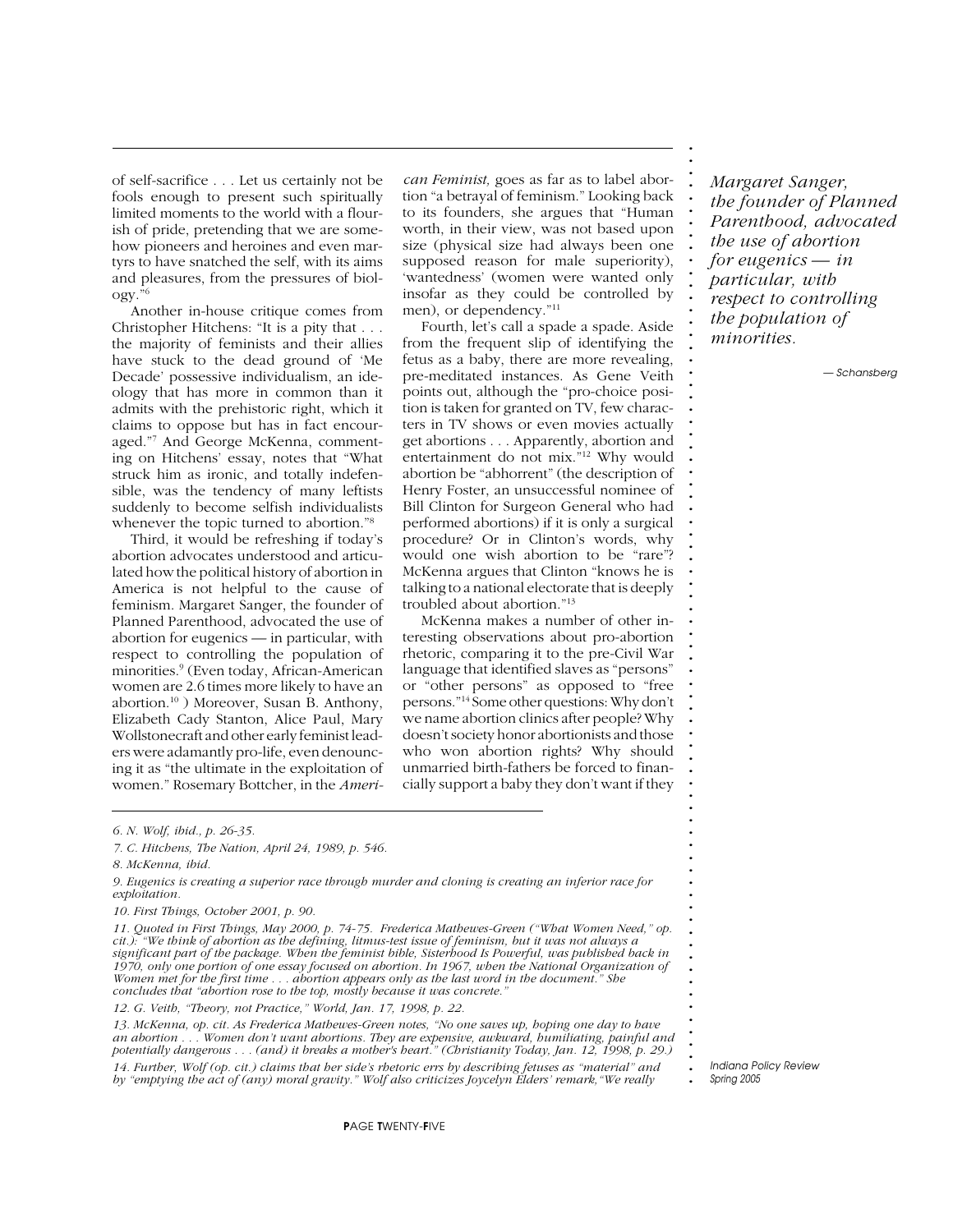of self-sacrifice . . . Let us certainly not be fools enough to present such spiritually limited moments to the world with a flourish of pride, pretending that we are somehow pioneers and heroines and even martyrs to have snatched the self, with its aims and pleasures, from the pressures of biology."[6]

Another in-house critique comes from Christopher Hitchens: "It is a pity that . . . the majority of feminists and their allies have stuck to the dead ground of 'Me Decade' possessive individualism, an ideology that has more in common than it admits with the prehistoric right, which it claims to oppose but has in fact encouraged."[7] And George McKenna, commenting on Hitchens' essay, notes that "What struck him as ironic, and totally indefensible, was the tendency of many leftists suddenly to become selfish individualists whenever the topic turned to abortion."[8]

Third, it would be refreshing if today's abortion advocates understood and articulated how the political history of abortion in America is not helpful to the cause of feminism. Margaret Sanger, the founder of Planned Parenthood, advocated the use of abortion for eugenics — in particular, with respect to controlling the population of minorities.[9] (Even today, African-American women are 2.6 times more likely to have an abortion.[10] ) Moreover, Susan B. Anthony, Elizabeth Cady Stanton, Alice Paul, Mary Wollstonecraft and other early feminist leaders were adamantly pro-life, even denouncing it as "the ultimate in the exploitation of women." Rosemary Bottcher, in the *American Feminist,* goes as far as to label abortion "a betrayal of feminism." Looking back to its founders, she argues that "Human worth, in their view, was not based upon size (physical size had always been one supposed reason for male superiority), 'wantedness' (women were wanted only insofar as they could be controlled by men), or dependency."[11]

Fourth, let's call a spade a spade. Aside from the frequent slip of identifying the fetus as a baby, there are more revealing, pre-meditated instances. As Gene Veith points out, although the "pro-choice position is taken for granted on TV, few characters in TV shows or even movies actually get abortions . . . Apparently, abortion and entertainment do not mix."[12] Why would abortion be "abhorrent" (the description of Henry Foster, an unsuccessful nominee of Bill Clinton for Surgeon General who had performed abortions) if it is only a surgical procedure? Or in Clinton's words, why would one wish abortion to be "rare"? McKenna argues that Clinton "knows he is talking to a national electorate that is deeply troubled about abortion."[13]

McKenna makes a number of other interesting observations about pro-abortion rhetoric, comparing it to the pre-Civil War language that identified slaves as "persons" or "other persons" as opposed to "free persons."[14] Some other questions: Why don't we name abortion clinics after people? Why doesn't society honor abortionists and those who won abortion rights? Why should unmarried birth-fathers be forced to financially support a baby they don't want if they

*Margaret Sanger, the founder of Planned Parenthood, advocated the use of abortion for eugenics — in particular, with respect to controlling the population of minorities.*

*— Schansberg*

---

*6. N. Wolf, ibid., p. 26-35.*

*7. C. Hitchens, The Nation, April 24, 1989, p. 546.*

*8. McKenna, ibid.*

*9. Eugenics is creating a superior race through murder and cloning is creating an inferior race for exploitation.*

*10. First Things, October 2001, p. 90.*

*11. Quoted in First Things, May 2000, p. 74-75. Frederica Mathewes-Green ("What Women Need," op. cit.): "We think of abortion as the defining, litmus-test issue of feminism, but it was not always a significant part of the package. When the feminist bible, Sisterhood Is Powerful, was published back in 1970, only one portion of one essay focused on abortion. In 1967, when the National Organization of Women met for the first time . . . abortion appears only as the last word in the document." She concludes that "abortion rose to the top, mostly because it was concrete."*

*12. G. Veith, "Theory, not Practice," World, Jan. 17, 1998, p. 22.*

*13. McKenna, op. cit. As Frederica Mathewes-Green notes, "No one saves up, hoping one day to have an abortion . . . Women don't want abortions. They are expensive, awkward, humiliating, painful and potentially dangerous . . . (and) it breaks a mother's heart." (Christianity Today, Jan. 12, 1998, p. 29.)*

*14. Further, Wolf (op. cit.) claims that her side's rhetoric errs by describing fetuses as "material" and by "emptying the act of (any) moral gravity." Wolf also criticizes Joycelyn Elders' remark, "We really*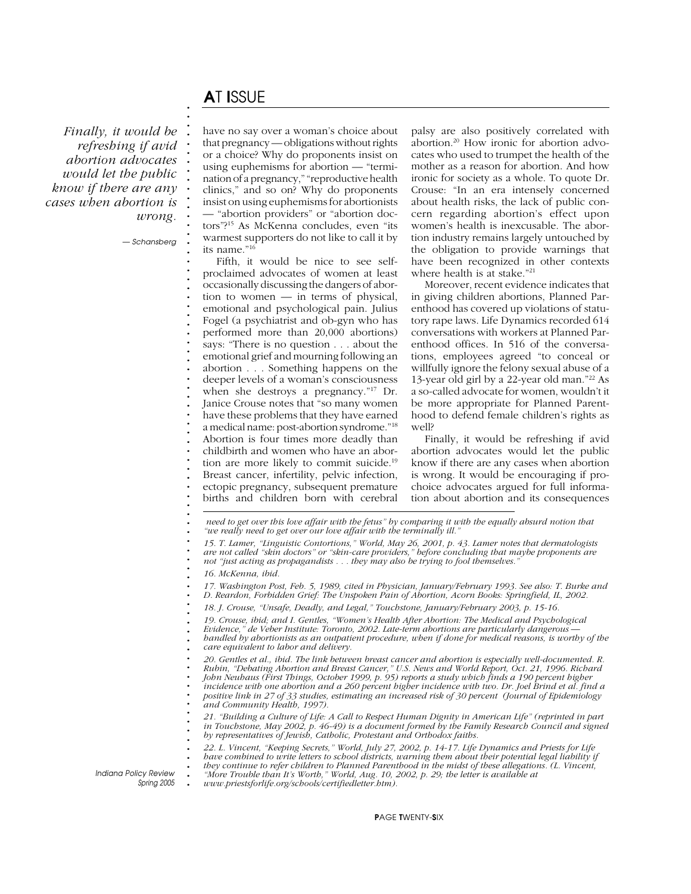*Finally, it would be refreshing if avid abortion advocates would let the public know if there are any cases when abortion is wrong.*

*— Schansberg*

have no say over a woman's choice about that pregnancy — obligations without rights or a choice? Why do proponents insist on using euphemisms for abortion — "termination of a pregnancy," "reproductive health clinics," and so on? Why do proponents insist on using euphemisms for abortionists — "abortion providers" or "abortion doctors"?[15] As McKenna concludes, even "its warmest supporters do not like to call it by its name."[16]

Fifth, it would be nice to see self-proclaimed advocates of women at least occasionally discussing the dangers of abortion to women — in terms of physical, emotional and psychological pain. Julius Fogel (a psychiatrist and ob-gyn who has performed more than 20,000 abortions) says: "There is no question . . . about the emotional grief and mourning following an abortion . . . Something happens on the deeper levels of a woman's consciousness when she destroys a pregnancy."[17] Dr. Janice Crouse notes that "so many women have these problems that they have earned a medical name: post-abortion syndrome."[18] Abortion is four times more deadly than childbirth and women who have an abortion are more likely to commit suicide.[19] Breast cancer, infertility, pelvic infection, ectopic pregnancy, subsequent premature births and children born with cerebral palsy are also positively correlated with abortion.[20] How ironic for abortion advocates who used to trumpet the health of the mother as a reason for abortion. And how ironic for society as a whole. To quote Dr. Crouse: "In an era intensely concerned about health risks, the lack of public concern regarding abortion's effect upon women's health is inexcusable. The abortion industry remains largely untouched by the obligation to provide warnings that have been recognized in other contexts where health is at stake."[21]

Moreover, recent evidence indicates that in giving children abortions, Planned Parenthood has covered up violations of statutory rape laws. Life Dynamics recorded 614 conversations with workers at Planned Parenthood offices. In 516 of the conversations, employees agreed "to conceal or willfully ignore the felony sexual abuse of a 13-year old girl by a 22-year old man."[22] As a so-called advocate for women, wouldn't it be more appropriate for Planned Parenthood to defend female children's rights as well?

Finally, it would be refreshing if avid abortion advocates would let the public know if there are any cases when abortion is wrong. It would be encouraging if pro-choice advocates argued for full information about abortion and its consequences

---

*need to get over this love affair with the fetus" by comparing it with the equally absurd notion that "we really need to get over our love affair with the terminally ill."*

*15. T. Lamer, "Linguistic Contortions," World, May 26, 2001, p. 43. Lamer notes that dermatologists are not called "skin doctors" or "skin-care providers," before concluding that maybe proponents are not "just acting as propagandists . . . they may also be trying to fool themselves."*

*16. McKenna, ibid.*

*17. Washington Post, Feb. 5, 1989, cited in Physician, January/February 1993. See also: T. Burke and D. Reardon, Forbidden Grief: The Unspoken Pain of Abortion, Acorn Books: Springfield, IL, 2002.*

*18. J. Crouse, "Unsafe, Deadly, and Legal," Touchstone, January/February 2003, p. 15-16.*

*19. Crouse, ibid; and I. Gentles, "Women's Health After Abortion: The Medical and Psychological Evidence," de Veber Institute: Toronto, 2002. Late-term abortions are particularly dangerous — handled by abortionists as an outpatient procedure, when if done for medical reasons, is worthy of the care equivalent to labor and delivery.*

*20. Gentles et al., ibid. The link between breast cancer and abortion is especially well-documented. R. Rubin, "Debating Abortion and Breast Cancer," U.S. News and World Report, Oct. 21, 1996. Richard John Neuhaus (First Things, October 1999, p. 95) reports a study which finds a 190 percent higher incidence with one abortion and a 260 percent higher incidence with two. Dr. Joel Brind et al. find a positive link in 27 of 33 studies, estimating an increased risk of 30 percent (Journal of Epidemiology and Community Health, 1997).*

*21. "Building a Culture of Life: A Call to Respect Human Dignity in American Life" (reprinted in part in Touchstone, May 2002, p. 46-49) is a document formed by the Family Research Council and signed by representatives of Jewish, Catholic, Protestant and Orthodox faiths.*

*22. L. Vincent, "Keeping Secrets," World, July 27, 2002, p. 14-17. Life Dynamics and Priests for Life have combined to write letters to school districts, warning them about their potential legal liability if they continue to refer children to Planned Parenthood in the midst of these allegations. (L. Vincent, "More Trouble than It's Worth," World, Aug. 10, 2002, p. 29; the letter is available at www.priestsforlife.org/schools/certifiedletter.htm).*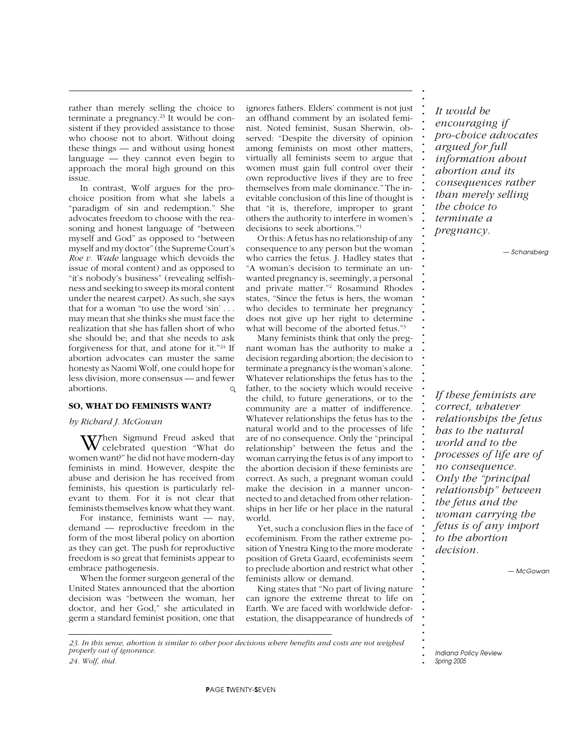rather than merely selling the choice to terminate a pregnancy.[23] It would be consistent if they provided assistance to those who choose not to abort. Without doing these things — and without using honest language — they cannot even begin to approach the moral high ground on this issue.

In contrast, Wolf argues for the pro-choice position from what she labels a "paradigm of sin and redemption." She advocates freedom to choose with the reasoning and honest language of "between myself and God" as opposed to "between myself and my doctor" (the Supreme Court's *Roe v. Wade* language which devoids the issue of moral content) and as opposed to "it's nobody's business" (revealing selfishness and seeking to sweep its moral content under the nearest carpet). As such, she says that for a woman "to use the word 'sin' . . . may mean that she thinks she must face the realization that she has fallen short of who she should be; and that she needs to ask forgiveness for that, and atone for it."[24] If abortion advocates can muster the same honesty as Naomi Wolf, one could hope for less division, more consensus — and fewer abortions.

> *It would be encouraging if pro-choice advocates argued for full information about abortion and its consequences rather than merely selling the choice to terminate a pregnancy.*
>
> — Schansberg

## SO, WHAT DO FEMINISTS WANT?

*by Richard J. McGowan*

When Sigmund Freud asked that celebrated question "What do women want?" he did not have modern-day feminists in mind. However, despite the abuse and derision he has received from feminists, his question is particularly relevant to them. For it is not clear that feminists themselves know what they want.

For instance, feminists want — nay, demand — reproductive freedom in the form of the most liberal policy on abortion as they can get. The push for reproductive freedom is so great that feminists appear to embrace pathogenesis.

When the former surgeon general of the United States announced that the abortion decision was "between the woman, her doctor, and her God," she articulated in germ a standard feminist position, one that ignores fathers. Elders' comment is not just an offhand comment by an isolated feminist. Noted feminist, Susan Sherwin, observed: "Despite the diversity of opinion among feminists on most other matters, virtually all feminists seem to argue that women must gain full control over their own reproductive lives if they are to free themselves from male dominance." The inevitable conclusion of this line of thought is that "it is, therefore, improper to grant others the authority to interfere in women's decisions to seek abortions."[1]

Or this: A fetus has no relationship of any consequence to any person but the woman who carries the fetus. J. Hadley states that "A woman's decision to terminate an unwanted pregnancy is, seemingly, a personal and private matter."[2] Rosamund Rhodes states, "Since the fetus is hers, the woman who decides to terminate her pregnancy does not give up her right to determine what will become of the aborted fetus."[3]

Many feminists think that only the pregnant woman has the authority to make a decision regarding abortion; the decision to terminate a pregnancy is the woman's alone. Whatever relationships the fetus has to the father, to the society which would receive the child, to future generations, or to the community are a matter of indifference. Whatever relationships the fetus has to the natural world and to the processes of life are of no consequence. Only the "principal relationship" between the fetus and the woman carrying the fetus is of any import to the abortion decision if these feminists are correct. As such, a pregnant woman could make the decision in a manner unconnected to and detached from other relationships in her life or her place in the natural world.

> *If these feminists are correct, whatever relationships the fetus has to the natural world and to the processes of life are of no consequence. Only the "principal relationship" between the fetus and the woman carrying the fetus is of any import to the abortion decision.*
>
> — McGowan

Yet, such a conclusion flies in the face of ecofeminism. From the rather extreme position of Ynestra King to the more moderate position of Greta Gaard, ecofeminists seem to preclude abortion and restrict what other feminists allow or demand.

King states that "No part of living nature can ignore the extreme threat to life on Earth. We are faced with worldwide deforestation, the disappearance of hundreds of

---

*23. In this sense, abortion is similar to other poor decisions where benefits and costs are not weighed properly out of ignorance.*

*24. Wolf, ibid.*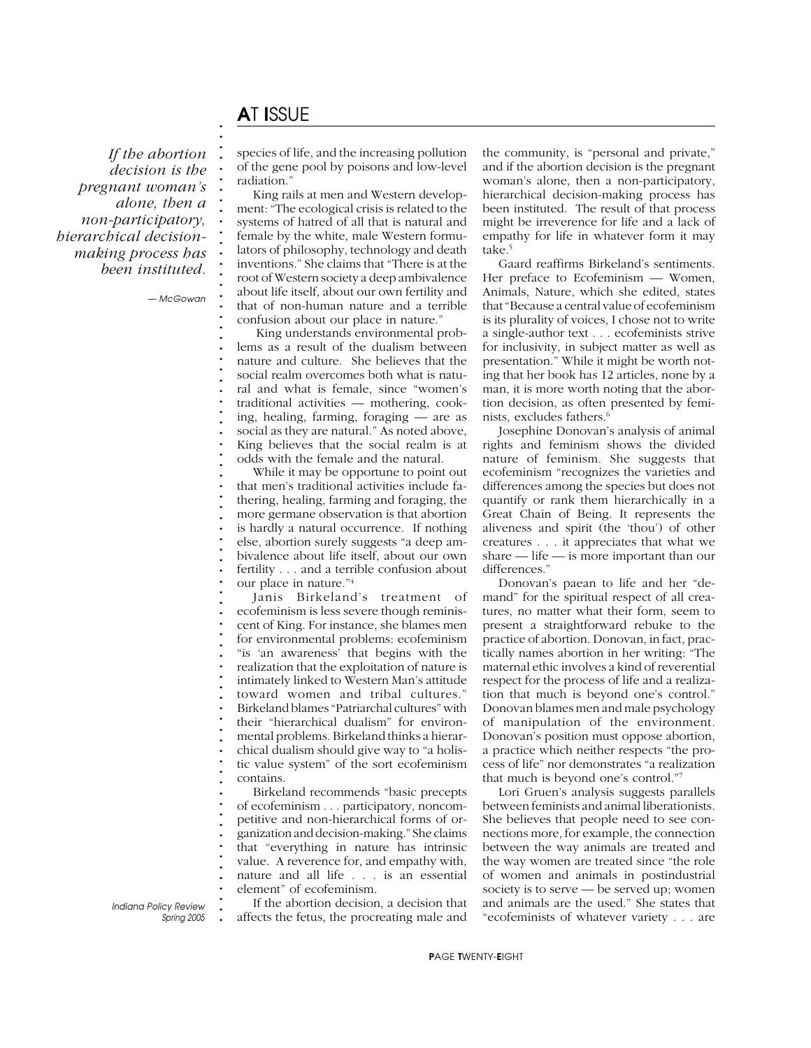> *If the abortion decision is the pregnant woman's alone, then a non-participatory, hierarchical decision-making process has been instituted.*
>
> — McGowan

species of life, and the increasing pollution of the gene pool by poisons and low-level radiation."

King rails at men and Western development: "The ecological crisis is related to the systems of hatred of all that is natural and female by the white, male Western formulators of philosophy, technology and death inventions." She claims that "There is at the root of Western society a deep ambivalence about life itself, about our own fertility and that of non-human nature and a terrible confusion about our place in nature."

King understands environmental problems as a result of the dualism between nature and culture. She believes that the social realm overcomes both what is natural and what is female, since "women's traditional activities — mothering, cooking, healing, farming, foraging — are as social as they are natural." As noted above, King believes that the social realm is at odds with the female and the natural.

While it may be opportune to point out that men's traditional activities include fathering, healing, farming and foraging, the more germane observation is that abortion is hardly a natural occurrence. If nothing else, abortion surely suggests "a deep ambivalence about life itself, about our own fertility . . . and a terrible confusion about our place in nature."[4]

Janis Birkeland's treatment of ecofeminism is less severe though reminiscent of King. For instance, she blames men for environmental problems: ecofeminism "is 'an awareness' that begins with the realization that the exploitation of nature is intimately linked to Western Man's attitude toward women and tribal cultures." Birkeland blames "Patriarchal cultures" with their "hierarchical dualism" for environmental problems. Birkeland thinks a hierarchical dualism should give way to "a holistic value system" of the sort ecofeminism contains.

Birkeland recommends "basic precepts of ecofeminism . . . participatory, noncompetitive and non-hierarchical forms of organization and decision-making." She claims that "everything in nature has intrinsic value. A reverence for, and empathy with, nature and all life . . . is an essential element" of ecofeminism.

If the abortion decision, a decision that affects the fetus, the procreating male and the community, is "personal and private," and if the abortion decision is the pregnant woman's alone, then a non-participatory, hierarchical decision-making process has been instituted. The result of that process might be irreverence for life and a lack of empathy for life in whatever form it may take.[5]

Gaard reaffirms Birkeland's sentiments. Her preface to Ecofeminism — Women, Animals, Nature, which she edited, states that "Because a central value of ecofeminism is its plurality of voices, I chose not to write a single-author text . . . ecofeminists strive for inclusivity, in subject matter as well as presentation." While it might be worth noting that her book has 12 articles, none by a man, it is more worth noting that the abortion decision, as often presented by feminists, excludes fathers.[6]

Josephine Donovan's analysis of animal rights and feminism shows the divided nature of feminism. She suggests that ecofeminism "recognizes the varieties and differences among the species but does not quantify or rank them hierarchically in a Great Chain of Being. It represents the aliveness and spirit (the 'thou') of other creatures . . . it appreciates that what we share — life — is more important than our differences."

Donovan's paean to life and her "demand" for the spiritual respect of all creatures, no matter what their form, seem to present a straightforward rebuke to the practice of abortion. Donovan, in fact, practically names abortion in her writing: "The maternal ethic involves a kind of reverential respect for the process of life and a realization that much is beyond one's control." Donovan blames men and male psychology of manipulation of the environment. Donovan's position must oppose abortion, a practice which neither respects "the process of life" nor demonstrates "a realization that much is beyond one's control."[7]

Lori Gruen's analysis suggests parallels between feminists and animal liberationists. She believes that people need to see connections more, for example, the connection between the way animals are treated and the way women are treated since "the role of women and animals in postindustrial society is to serve — be served up; women and animals are the used." She states that "ecofeminists of whatever variety . . . are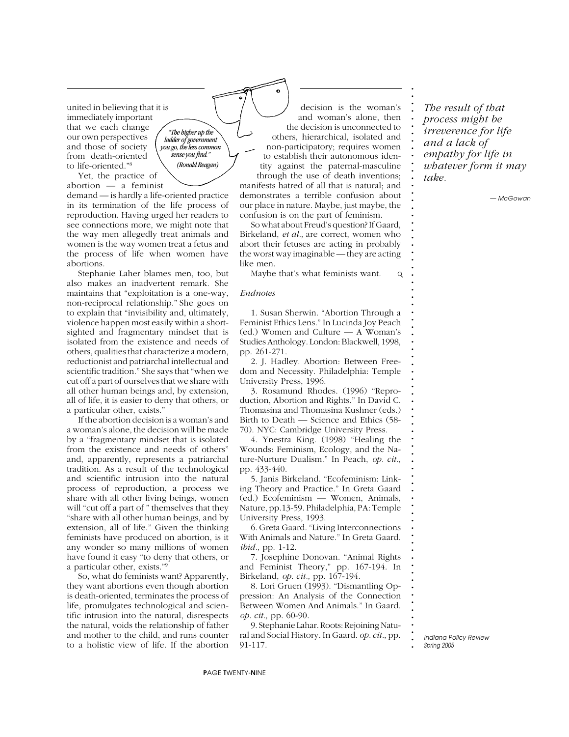united in believing that it is immediately important that we each change our own perspectives and those of society from death-oriented to life-oriented."[8]

> "The higher up the ladder of government you go, the less common sense you find."
>
> (Ronald Reagan)

Yet, the practice of abortion — a feminist demand — is hardly a life-oriented practice in its termination of the life process of reproduction. Having urged her readers to see connections more, we might note that the way men allegedly treat animals and women is the way women treat a fetus and the process of life when women have abortions.

Stephanie Laher blames men, too, but also makes an inadvertent remark. She maintains that "exploitation is a one-way, non-reciprocal relationship." She goes on to explain that "invisibility and, ultimately, violence happen most easily within a short-sighted and fragmentary mindset that is isolated from the existence and needs of others, qualities that characterize a modern, reductionist and patriarchal intellectual and scientific tradition." She says that "when we cut off a part of ourselves that we share with all other human beings and, by extension, all of life, it is easier to deny that others, or a particular other, exists."

If the abortion decision is a woman's and a woman's alone, the decision will be made by a "fragmentary mindset that is isolated from the existence and needs of others" and, apparently, represents a patriarchal tradition. As a result of the technological and scientific intrusion into the natural process of reproduction, a process we share with all other living beings, women will "cut off a part of" themselves that they "share with all other human beings, and by extension, all of life." Given the thinking feminists have produced on abortion, is it any wonder so many millions of women have found it easy "to deny that others, or a particular other, exists."[9]

So, what do feminists want? Apparently, they want abortions even though abortion is death-oriented, terminates the process of life, promulgates technological and scientific intrusion into the natural, disrespects the natural, voids the relationship of father and mother to the child, and runs counter to a holistic view of life. If the abortion decision is the woman's and woman's alone, then the decision is unconnected to others, hierarchical, isolated and non-participatory; requires women to establish their autonomous identity against the paternal-masculine through the use of death inventions; manifests hatred of all that is natural; and demonstrates a terrible confusion about our place in nature. Maybe, just maybe, the confusion is on the part of feminism.

So what about Freud's question? If Gaard, Birkeland, *et al.,* are correct, women who abort their fetuses are acting in probably the worst way imaginable — they are acting like men.

Maybe that's what feminists want.

*Endnotes*

1. Susan Sherwin. "Abortion Through a Feminist Ethics Lens." In Lucinda Joy Peach (ed.) Women and Culture — A Woman's Studies Anthology. London: Blackwell, 1998, pp. 261-271.

2. J. Hadley. Abortion: Between Freedom and Necessity. Philadelphia: Temple University Press, 1996.

3. Rosamund Rhodes. (1996) "Reproduction, Abortion and Rights." In David C. Thomasina and Thomasina Kushner (eds.) Birth to Death — Science and Ethics (58-70). NYC: Cambridge University Press.

4. Ynestra King. (1998) "Healing the Wounds: Feminism, Ecology, and the Nature-Nurture Dualism." In Peach, *op. cit.,* pp. 433-440.

5. Janis Birkeland. "Ecofeminism: Linking Theory and Practice." In Greta Gaard (ed.) Ecofeminism — Women, Animals, Nature, pp.13-59. Philadelphia, PA: Temple University Press, 1993.

6. Greta Gaard. "Living Interconnections With Animals and Nature." In Greta Gaard. *ibid.,* pp. 1-12.

7. Josephine Donovan. "Animal Rights and Feminist Theory," pp. 167-194. In Birkeland, *op. cit.,* pp. 167-194.

8. Lori Gruen (1993). "Dismantling Oppression: An Analysis of the Connection Between Women And Animals." In Gaard. *op. cit.,* pp. 60-90.

9. Stephanie Lahar. Roots: Rejoining Natural and Social History. In Gaard. *op. cit.,* pp. 91-117.

> *The result of that process might be irreverence for life and a lack of empathy for life in whatever form it may take.*
>
> — McGowan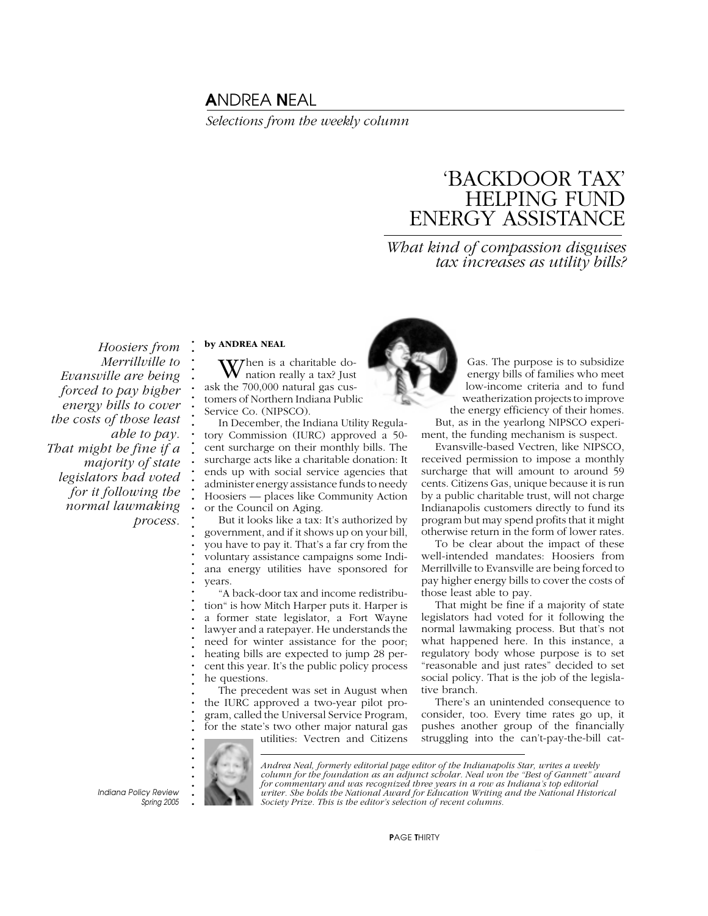## ANDREA NEAL

*Selections from the weekly column*

# 'BACKDOOR TAX' HELPING FUND ENERGY ASSISTANCE

*What kind of compassion disguises tax increases as utility bills?*

*Hoosiers from Merrillville to Evansville are being forced to pay higher energy bills to cover the costs of those least able to pay. That might be fine if a majority of state legislators had voted for it following the normal lawmaking process.*

**by ANDREA NEAL**

When is a charitable donation really a tax? Just ask the 700,000 natural gas customers of Northern Indiana Public Service Co. (NIPSCO).

In December, the Indiana Utility Regulatory Commission (IURC) approved a 50-cent surcharge on their monthly bills. The surcharge acts like a charitable donation: It ends up with social service agencies that administer energy assistance funds to needy Hoosiers — places like Community Action or the Council on Aging.

But it looks like a tax: It's authorized by government, and if it shows up on your bill, you have to pay it. That's a far cry from the voluntary assistance campaigns some Indiana energy utilities have sponsored for years.

"A back-door tax and income redistribution" is how Mitch Harper puts it. Harper is a former state legislator, a Fort Wayne lawyer and a ratepayer. He understands the need for winter assistance for the poor; heating bills are expected to jump 28 percent this year. It's the public policy process he questions.

The precedent was set in August when the IURC approved a two-year pilot program, called the Universal Service Program, for the state's two other major natural gas utilities: Vectren and Citizens Gas. The purpose is to subsidize energy bills of families who meet low-income criteria and to fund weatherization projects to improve the energy efficiency of their homes.

But, as in the yearlong NIPSCO experiment, the funding mechanism is suspect.

Evansville-based Vectren, like NIPSCO, received permission to impose a monthly surcharge that will amount to around 59 cents. Citizens Gas, unique because it is run by a public charitable trust, will not charge Indianapolis customers directly to fund its program but may spend profits that it might otherwise return in the form of lower rates.

To be clear about the impact of these well-intended mandates: Hoosiers from Merrillville to Evansville are being forced to pay higher energy bills to cover the costs of those least able to pay.

That might be fine if a majority of state legislators had voted for it following the normal lawmaking process. But that's not what happened here. In this instance, a regulatory body whose purpose is to set "reasonable and just rates" decided to set social policy. That is the job of the legislative branch.

There's an unintended consequence to consider, too. Every time rates go up, it pushes another group of the financially struggling into the can't-pay-the-bill cat-

*Andrea Neal, formerly editorial page editor of the Indianapolis Star, writes a weekly column for the foundation as an adjunct scholar. Neal won the "Best of Gannett" award for commentary and was recognized three years in a row as Indiana's top editorial writer. She holds the National Award for Education Writing and the National Historical Society Prize. This is the editor's selection of recent columns.*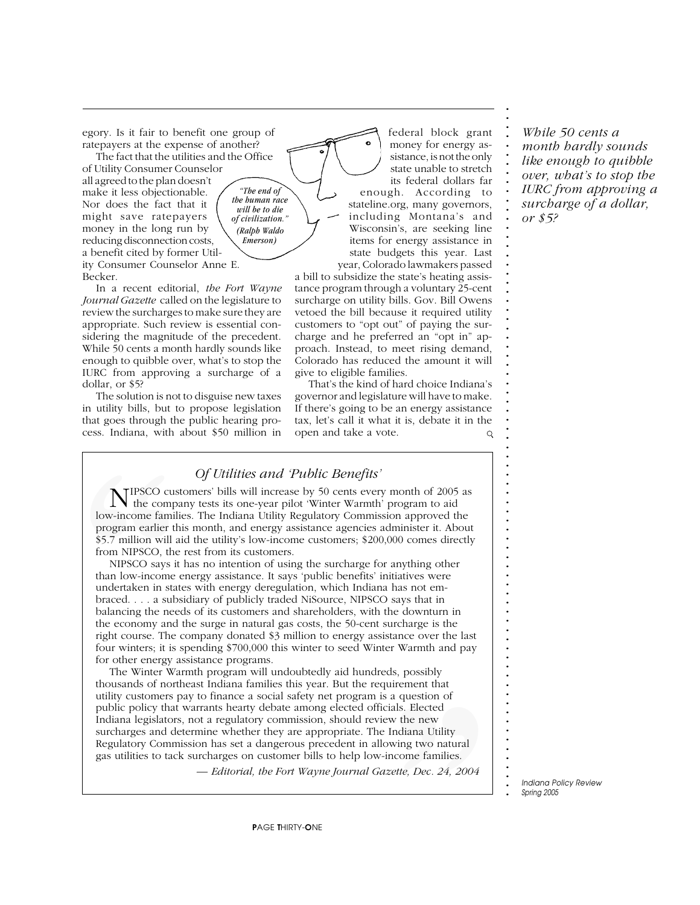egory. Is it fair to benefit one group of ratepayers at the expense of another?

The fact that the utilities and the Office of Utility Consumer Counselor all agreed to the plan doesn't make it less objectionable. Nor does the fact that it might save ratepayers money in the long run by reducing disconnection costs, a benefit cited by former Utility Consumer Counselor Anne E. Becker.

*"The end of the human race will be to die of civilization." (Ralph Waldo Emerson)*

In a recent editorial, *the Fort Wayne Journal Gazette* called on the legislature to review the surcharges to make sure they are appropriate. Such review is essential considering the magnitude of the precedent. While 50 cents a month hardly sounds like enough to quibble over, what's to stop the IURC from approving a surcharge of a dollar, or $5?

The solution is not to disguise new taxes in utility bills, but to propose legislation that goes through the public hearing process. Indiana, with about $50 million in federal block grant money for energy assistance, is not the only state unable to stretch its federal dollars far enough. According to stateline.org, many governors, including Montana's and Wisconsin's, are seeking line items for energy assistance in state budgets this year. Last year, Colorado lawmakers passed a bill to subsidize the state's heating assistance program through a voluntary 25-cent surcharge on utility bills. Gov. Bill Owens vetoed the bill because it required utility customers to "opt out" of paying the surcharge and he preferred an "opt in" approach. Instead, to meet rising demand, Colorado has reduced the amount it will give to eligible families.

That's the kind of hard choice Indiana's governor and legislature will have to make. If there's going to be an energy assistance tax, let's call it what it is, debate it in the open and take a vote.

*While 50 cents a month hardly sounds like enough to quibble over, what's to stop the IURC from approving a surcharge of a dollar, or $5?*

### *Of Utilities and 'Public Benefits'*

NIPSCO customers' bills will increase by 50 cents every month of 2005 as the company tests its one-year pilot 'Winter Warmth' program to aid low-income families. The Indiana Utility Regulatory Commission approved the program earlier this month, and energy assistance agencies administer it. About $5.7 million will aid the utility's low-income customers; $200,000 comes directly from NIPSCO, the rest from its customers.

NIPSCO says it has no intention of using the surcharge for anything other than low-income energy assistance. It says 'public benefits' initiatives were undertaken in states with energy deregulation, which Indiana has not embraced. . . . a subsidiary of publicly traded NiSource, NIPSCO says that in balancing the needs of its customers and shareholders, with the downturn in the economy and the surge in natural gas costs, the 50-cent surcharge is the right course. The company donated $3 million to energy assistance over the last four winters; it is spending $700,000 this winter to seed Winter Warmth and pay for other energy assistance programs.

The Winter Warmth program will undoubtedly aid hundreds, possibly thousands of northeast Indiana families this year. But the requirement that utility customers pay to finance a social safety net program is a question of public policy that warrants hearty debate among elected officials. Elected Indiana legislators, not a regulatory commission, should review the new surcharges and determine whether they are appropriate. The Indiana Utility Regulatory Commission has set a dangerous precedent in allowing two natural gas utilities to tack surcharges on customer bills to help low-income families.

*— Editorial, the Fort Wayne Journal Gazette, Dec. 24, 2004*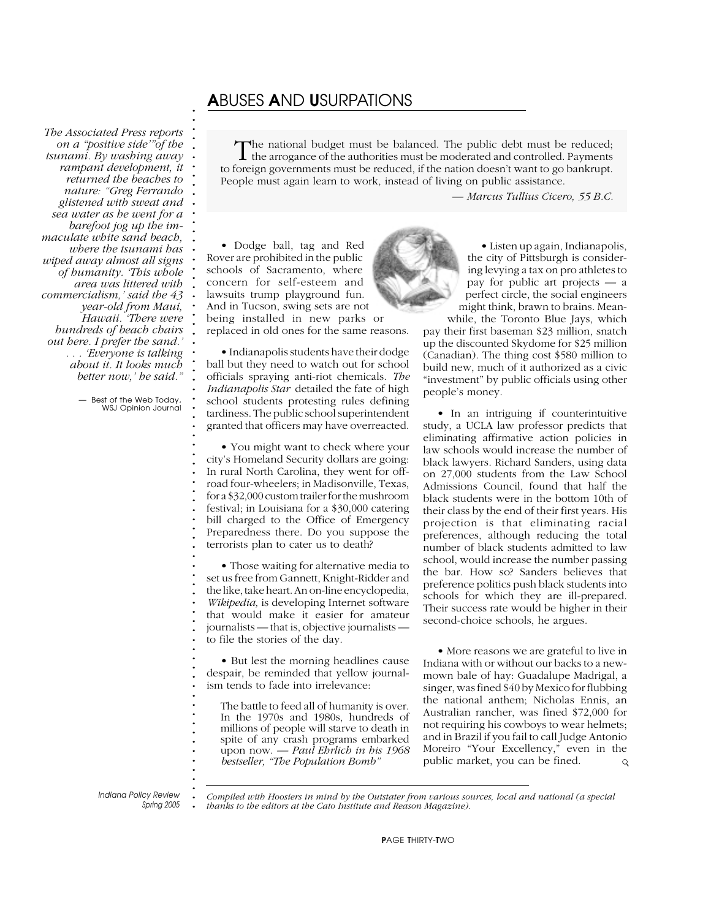# ABUSES AND USURPATIONS

*The Associated Press reports on a "positive side'"of the tsunami. By washing away rampant development, it returned the beaches to nature: "Greg Ferrando glistened with sweat and sea water as he went for a barefoot jog up the immaculate white sand beach, where the tsunami has wiped away almost all signs of humanity. 'This whole area was littered with commercialism,' said the 43 year-old from Maui, Hawaii. 'There were hundreds of beach chairs out here. I prefer the sand.' . . . 'Everyone is talking about it. It looks much better now,' he said."*

— Best of the Web Today, WSJ Opinion Journal

> The national budget must be balanced. The public debt must be reduced; the arrogance of the authorities must be moderated and controlled. Payments to foreign governments must be reduced, if the nation doesn't want to go bankrupt. People must again learn to work, instead of living on public assistance.
>
> — *Marcus Tullius Cicero, 55 B.C.*

• Dodge ball, tag and Red Rover are prohibited in the public schools of Sacramento, where concern for self-esteem and lawsuits trump playground fun. And in Tucson, swing sets are not being installed in new parks or replaced in old ones for the same reasons.

• Indianapolis students have their dodge ball but they need to watch out for school officials spraying anti-riot chemicals. *The Indianapolis Star* detailed the fate of high school students protesting rules defining tardiness. The public school superintendent granted that officers may have overreacted.

• You might want to check where your city's Homeland Security dollars are going: In rural North Carolina, they went for off-road four-wheelers; in Madisonville, Texas, for a $32,000 custom trailer for the mushroom festival; in Louisiana for a $30,000 catering bill charged to the Office of Emergency Preparedness there. Do you suppose the terrorists plan to cater us to death?

• Those waiting for alternative media to set us free from Gannett, Knight-Ridder and the like, take heart. An on-line encyclopedia, *Wikipedia,* is developing Internet software that would make it easier for amateur journalists — that is, objective journalists — to file the stories of the day.

• But lest the morning headlines cause despair, be reminded that yellow journalism tends to fade into irrelevance:

> The battle to feed all of humanity is over. In the 1970s and 1980s, hundreds of millions of people will starve to death in spite of any crash programs embarked upon now. — *Paul Ehrlich in his 1968 bestseller, "The Population Bomb"*

• Listen up again, Indianapolis, the city of Pittsburgh is considering levying a tax on pro athletes to pay for public art projects — a perfect circle, the social engineers might think, brawn to brains. Meanwhile, the Toronto Blue Jays, which pay their first baseman $23 million, snatch up the discounted Skydome for $25 million (Canadian). The thing cost $580 million to build new, much of it authorized as a civic "investment" by public officials using other people's money.

• In an intriguing if counterintuitive study, a UCLA law professor predicts that eliminating affirmative action policies in law schools would increase the number of black lawyers. Richard Sanders, using data on 27,000 students from the Law School Admissions Council, found that half the black students were in the bottom 10th of their class by the end of their first years. His projection is that eliminating racial preferences, although reducing the total number of black students admitted to law school, would increase the number passing the bar. How so? Sanders believes that preference politics push black students into schools for which they are ill-prepared. Their success rate would be higher in their second-choice schools, he argues.

• More reasons we are grateful to live in Indiana with or without our backs to a new-mown bale of hay: Guadalupe Madrigal, a singer, was fined $40 by Mexico for flubbing the national anthem; Nicholas Ennis, an Australian rancher, was fined $72,000 for not requiring his cowboys to wear helmets; and in Brazil if you fail to call Judge Antonio Moreiro "Your Excellency," even in the public market, you can be fined.

*Compiled with Hoosiers in mind by the Outstater from various sources, local and national (a special thanks to the editors at the Cato Institute and Reason Magazine).*